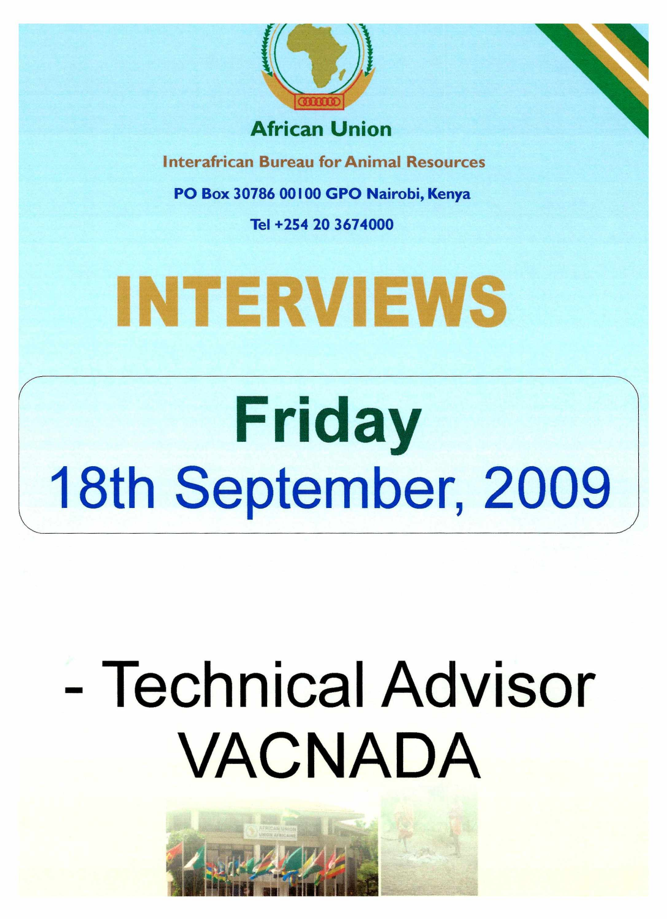**African Union**

**Interafrican Bureau for Animal Resources**

**PO Box 30786 00100 GPO Nairobi, Kenya**

**Tel +254 20 3674000**

# INTERVIEWS

## Friday

## 18th September, 2009

# - Technical Advisor VACNADA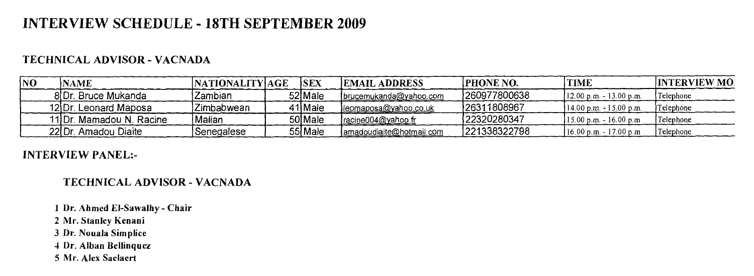# INTERVIEW SCHEDULE - 18TH SEPTEMBER 2009

## TECHNICAL ADVISOR - VACNADA

| NO | NAME | NATIONALITY | AGE | SEX | EMAIL ADDRESS | PHONE NO. | TIME | INTERVIEW MO |
|---|---|---|---|---|---|---|---|---|
| 8 | Dr. Bruce Mukanda | Zambian | 52 | Male | brucemukanda@yahoo.com | 260977800638 | 12.00 p.m. - 13.00 p.m. | Telephone |
| 12 | Dr. Leonard Maposa | Zimbabwean | 41 | Male | leomaposa@yahoo.co.uk | 26311808967 | 14.00 p.m. - 15.00 p.m. | Telephone |
| 11 | Dr. Mamadou N. Racine | Malian | 50 | Male | racine004@yahoo.fr | 22320280347 | 15.00 p.m. - 16.00 p.m | Telephone |
| 22 | Dr. Amadou Diaite | Senegalese | 55 | Male | amadoudiaite@hotmail.com | 221338322798 | 16.00 p.m. - 17.00 p.m | Telephone |

## INTERVIEW PANEL:-

### TECHNICAL ADVISOR - VACNADA

1. Dr. Ahmed El-Sawalhy - Chair
2. Mr. Stanley Kenani
3. Dr. Nouala Simplice
4. Dr. Alban Bellinquez
5. Mr. Alex Saelaert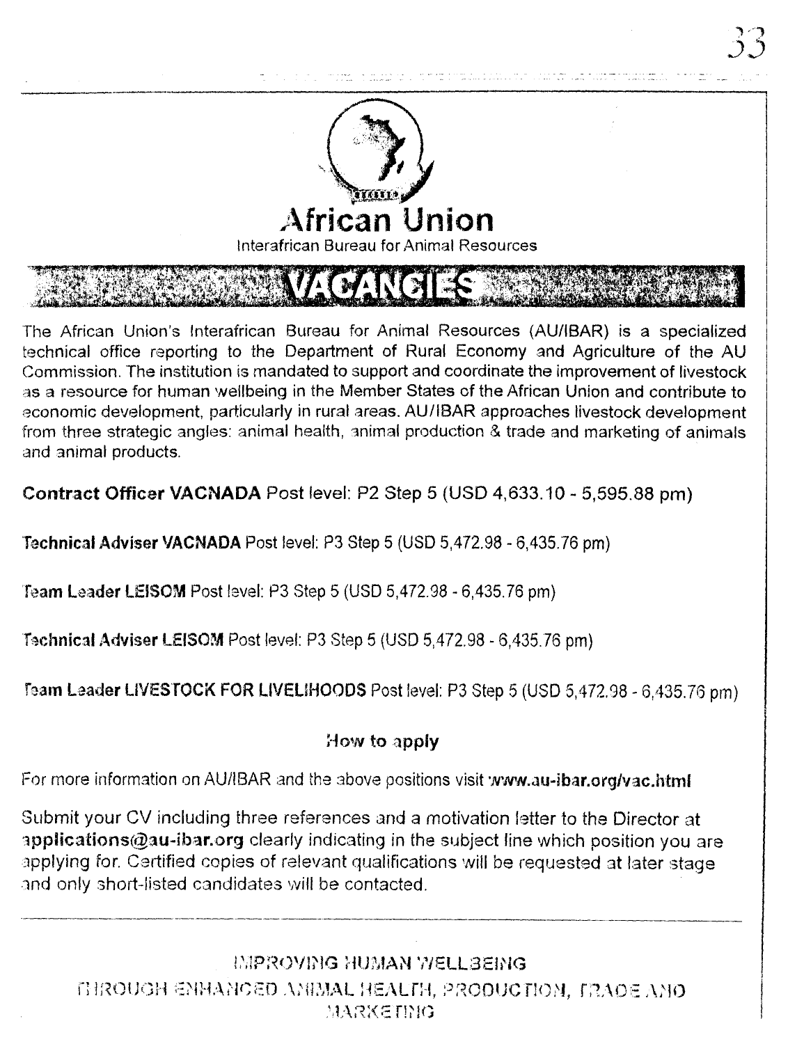# African Union

Interafrican Bureau for Animal Resources

## VACANCIES

The African Union's Interafrican Bureau for Animal Resources (AU/IBAR) is a specialized technical office reporting to the Department of Rural Economy and Agriculture of the AU Commission. The institution is mandated to support and coordinate the improvement of livestock as a resource for human wellbeing in the Member States of the African Union and contribute to economic development, particularly in rural areas. AU/IBAR approaches livestock development from three strategic angles: animal health, animal production & trade and marketing of animals and animal products.

**Contract Officer VACNADA** Post level: P2 Step 5 (USD 4,633.10 - 5,595.88 pm)

**Technical Adviser VACNADA** Post level: P3 Step 5 (USD 5,472.98 - 6,435.76 pm)

**Team Leader LEISOM** Post level: P3 Step 5 (USD 5,472.98 - 6,435.76 pm)

**Technical Adviser LEISOM** Post level: P3 Step 5 (USD 5,472.98 - 6,435.76 pm)

**Team Leader LIVESTOCK FOR LIVELIHOODS** Post level: P3 Step 5 (USD 5,472.98 - 6,435.76 pm)

### How to apply

For more information on AU/IBAR and the above positions visit **www.au-ibar.org/vac.html**

Submit your CV including three references and a motivation letter to the Director at **applications@au-ibar.org** clearly indicating in the subject line which position you are applying for. Certified copies of relevant qualifications will be requested at later stage and only short-listed candidates will be contacted.

IMPROVING HUMAN WELLBEING
THROUGH ENHANCED ANIMAL HEALTH, PRODUCTION, TRADE AND MARKETING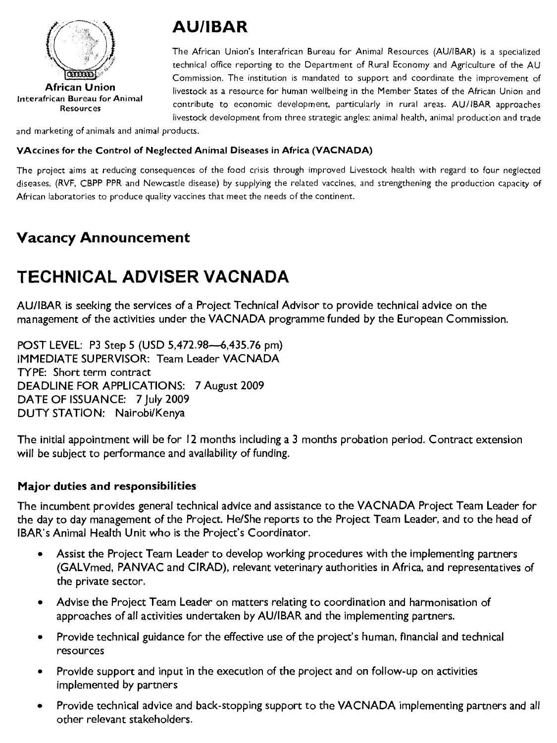African Union
Interafrican Bureau for Animal Resources

# AU/IBAR

The African Union's Interafrican Bureau for Animal Resources (AU/IBAR) is a specialized technical office reporting to the Department of Rural Economy and Agriculture of the AU Commission. The institution is mandated to support and coordinate the improvement of livestock as a resource for human wellbeing in the Member States of the African Union and contribute to economic development, particularly in rural areas. AU/IBAR approaches livestock development from three strategic angles: animal health, animal production and trade and marketing of animals and animal products.

**VAccines for the Control of Neglected Animal Diseases in Africa (VACNADA)**

The project aims at reducing consequences of the food crisis through improved Livestock health with regard to four neglected diseases, (RVF, CBPP PPR and Newcastle disease) by supplying the related vaccines, and strengthening the production capacity of African laboratories to produce quality vaccines that meet the needs of the continent.

## Vacancy Announcement

# TECHNICAL ADVISER VACNADA

AU/IBAR is seeking the services of a Project Technical Advisor to provide technical advice on the management of the activities under the VACNADA programme funded by the European Commission.

POST LEVEL: P3 Step 5 (USD 5,472.98—6,435.76 pm)
IMMEDIATE SUPERVISOR: Team Leader VACNADA
TYPE: Short term contract
DEADLINE FOR APPLICATIONS: 7 August 2009
DATE OF ISSUANCE: 7 July 2009
DUTY STATION: Nairobi/Kenya

The initial appointment will be for 12 months including a 3 months probation period. Contract extension will be subject to performance and availability of funding.

### Major duties and responsibilities

The incumbent provides general technical advice and assistance to the VACNADA Project Team Leader for the day to day management of the Project. He/She reports to the Project Team Leader, and to the head of IBAR's Animal Health Unit who is the Project's Coordinator.

- Assist the Project Team Leader to develop working procedures with the implementing partners (GALVmed, PANVAC and CIRAD), relevant veterinary authorities in Africa, and representatives of the private sector.
- Advise the Project Team Leader on matters relating to coordination and harmonisation of approaches of all activities undertaken by AU/IBAR and the implementing partners.
- Provide technical guidance for the effective use of the project's human, financial and technical resources
- Provide support and input in the execution of the project and on follow-up on activities implemented by partners
- Provide technical advice and back-stopping support to the VACNADA implementing partners and all other relevant stakeholders.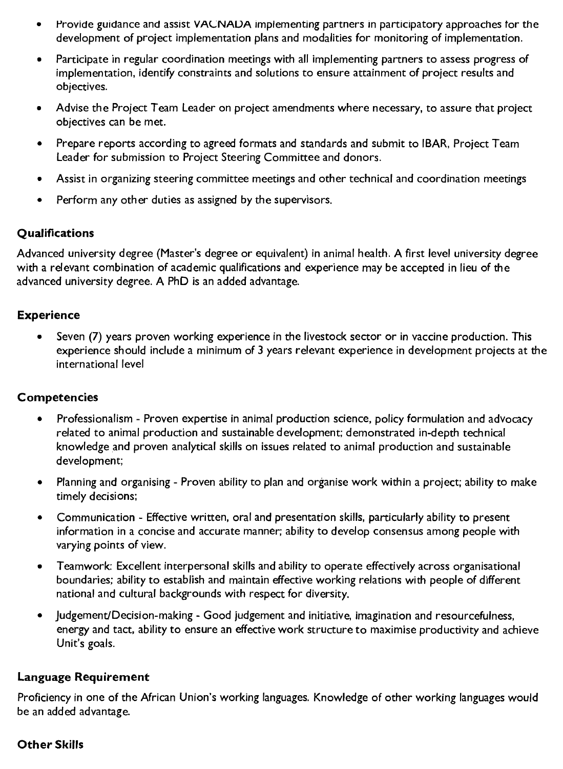- Provide guidance and assist VACNADA implementing partners in participatory approaches for the development of project implementation plans and modalities for monitoring of implementation.
- Participate in regular coordination meetings with all implementing partners to assess progress of implementation, identify constraints and solutions to ensure attainment of project results and objectives.
- Advise the Project Team Leader on project amendments where necessary, to assure that project objectives can be met.
- Prepare reports according to agreed formats and standards and submit to IBAR, Project Team Leader for submission to Project Steering Committee and donors.
- Assist in organizing steering committee meetings and other technical and coordination meetings
- Perform any other duties as assigned by the supervisors.

### Qualifications

Advanced university degree (Master's degree or equivalent) in animal health. A first level university degree with a relevant combination of academic qualifications and experience may be accepted in lieu of the advanced university degree. A PhD is an added advantage.

### Experience

- Seven (7) years proven working experience in the livestock sector or in vaccine production. This experience should include a minimum of 3 years relevant experience in development projects at the international level

### Competencies

- Professionalism - Proven expertise in animal production science, policy formulation and advocacy related to animal production and sustainable development; demonstrated in-depth technical knowledge and proven analytical skills on issues related to animal production and sustainable development;
- Planning and organising - Proven ability to plan and organise work within a project; ability to make timely decisions;
- Communication - Effective written, oral and presentation skills, particularly ability to present information in a concise and accurate manner; ability to develop consensus among people with varying points of view.
- Teamwork: Excellent interpersonal skills and ability to operate effectively across organisational boundaries; ability to establish and maintain effective working relations with people of different national and cultural backgrounds with respect for diversity.
- Judgement/Decision-making - Good judgement and initiative, imagination and resourcefulness, energy and tact, ability to ensure an effective work structure to maximise productivity and achieve Unit's goals.

### Language Requirement

Proficiency in one of the African Union's working languages. Knowledge of other working languages would be an added advantage.

### Other Skills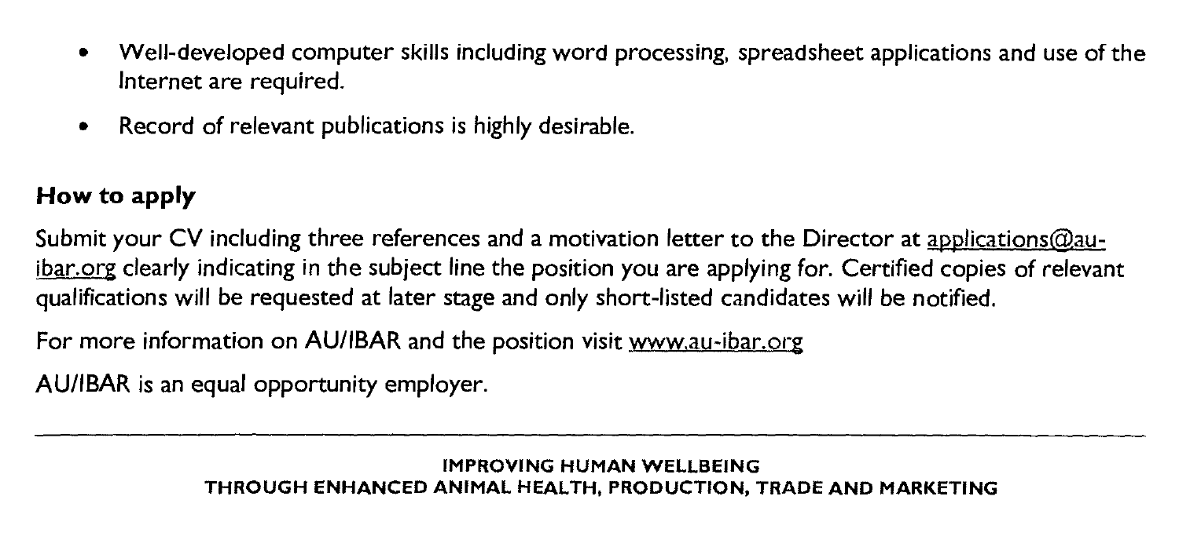- Well-developed computer skills including word processing, spreadsheet applications and use of the Internet are required.
- Record of relevant publications is highly desirable.

## How to apply

Submit your CV including three references and a motivation letter to the Director at applications@au-ibar.org clearly indicating in the subject line the position you are applying for. Certified copies of relevant qualifications will be requested at later stage and only short-listed candidates will be notified.

For more information on AU/IBAR and the position visit www.au-ibar.org

AU/IBAR is an equal opportunity employer.

---

IMPROVING HUMAN WELLBEING
THROUGH ENHANCED ANIMAL HEALTH, PRODUCTION, TRADE AND MARKETING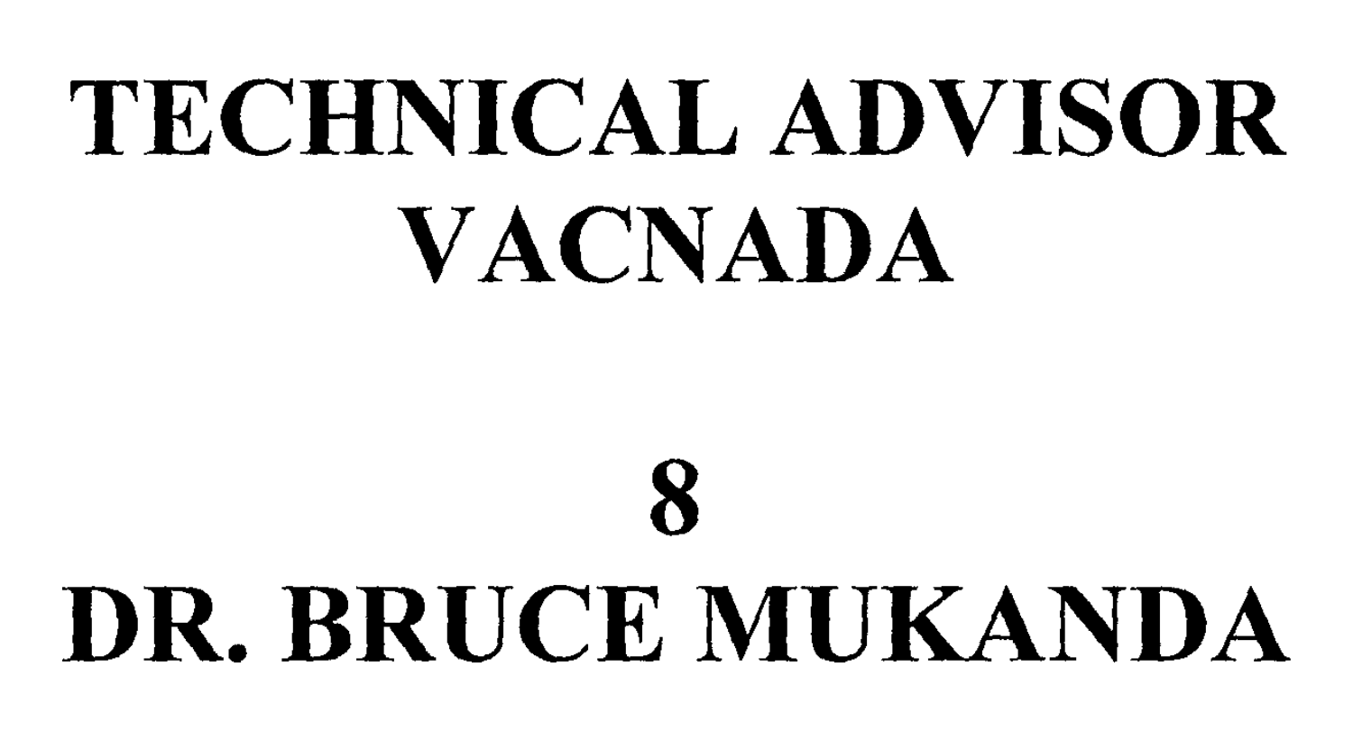# TECHNICAL ADVISOR VACNADA

# 8

# DR. BRUCE MUKANDA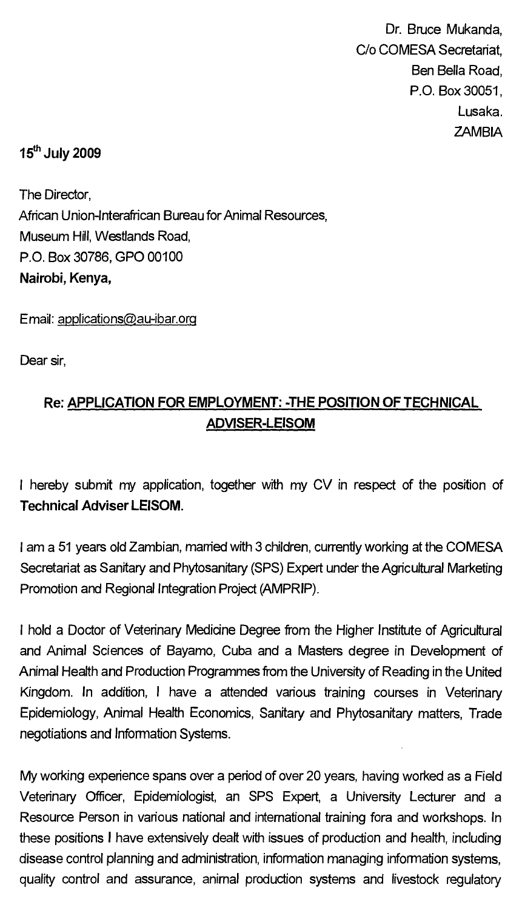Dr. Bruce Mukanda,
C/o COMESA Secretariat,
Ben Bella Road,
P.O. Box 30051,
Lusaka.
ZAMBIA

**15th July 2009**

The Director,
African Union-Interafrican Bureau for Animal Resources,
Museum Hill, Westlands Road,
P.O. Box 30786, GPO 00100
**Nairobi, Kenya,**

Email: applications@au-ibar.org

Dear sir,

**Re: APPLICATION FOR EMPLOYMENT: -THE POSITION OF TECHNICAL ADVISER-LEISOM**

I hereby submit my application, together with my CV in respect of the position of **Technical Adviser LEISOM.**

I am a 51 years old Zambian, married with 3 children, currently working at the COMESA Secretariat as Sanitary and Phytosanitary (SPS) Expert under the Agricultural Marketing Promotion and Regional Integration Project (AMPRIP).

I hold a Doctor of Veterinary Medicine Degree from the Higher Institute of Agricultural and Animal Sciences of Bayamo, Cuba and a Masters degree in Development of Animal Health and Production Programmes from the University of Reading in the United Kingdom. In addition, I have a attended various training courses in Veterinary Epidemiology, Animal Health Economics, Sanitary and Phytosanitary matters, Trade negotiations and Information Systems.

My working experience spans over a period of over 20 years, having worked as a Field Veterinary Officer, Epidemiologist, an SPS Expert, a University Lecturer and a Resource Person in various national and international training fora and workshops. In these positions I have extensively dealt with issues of production and health, including disease control planning and administration, information managing information systems, quality control and assurance, animal production systems and livestock regulatory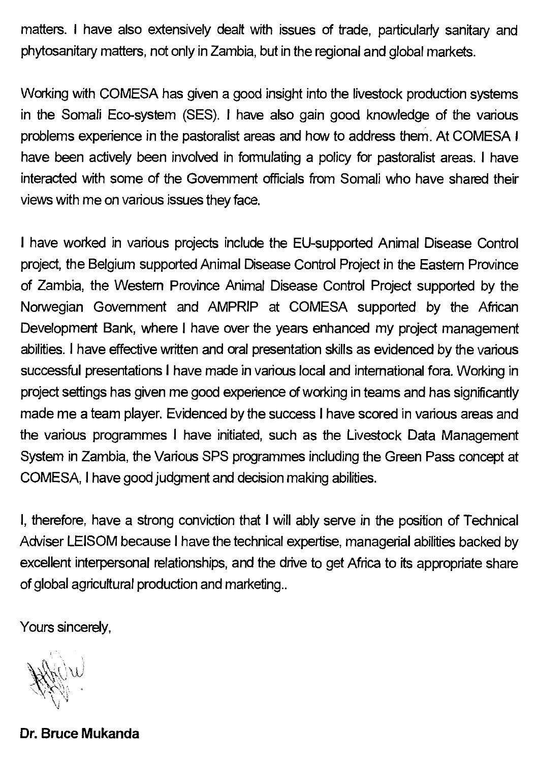matters. I have also extensively dealt with issues of trade, particularly sanitary and phytosanitary matters, not only in Zambia, but in the regional and global markets.

Working with COMESA has given a good insight into the livestock production systems in the Somali Eco-system (SES). I have also gain good knowledge of the various problems experience in the pastoralist areas and how to address them. At COMESA I have been actively been involved in formulating a policy for pastoralist areas. I have interacted with some of the Government officials from Somali who have shared their views with me on various issues they face.

I have worked in various projects include the EU-supported Animal Disease Control project, the Belgium supported Animal Disease Control Project in the Eastern Province of Zambia, the Western Province Animal Disease Control Project supported by the Norwegian Government and AMPRIP at COMESA supported by the African Development Bank, where I have over the years enhanced my project management abilities. I have effective written and oral presentation skills as evidenced by the various successful presentations I have made in various local and international fora. Working in project settings has given me good experience of working in teams and has significantly made me a team player. Evidenced by the success I have scored in various areas and the various programmes I have initiated, such as the Livestock Data Management System in Zambia, the Various SPS programmes including the Green Pass concept at COMESA, I have good judgment and decision making abilities.

I, therefore, have a strong conviction that I will ably serve in the position of Technical Adviser LEISOM because I have the technical expertise, managerial abilities backed by excellent interpersonal relationships, and the drive to get Africa to its appropriate share of global agricultural production and marketing..

Yours sincerely,

**Dr. Bruce Mukanda**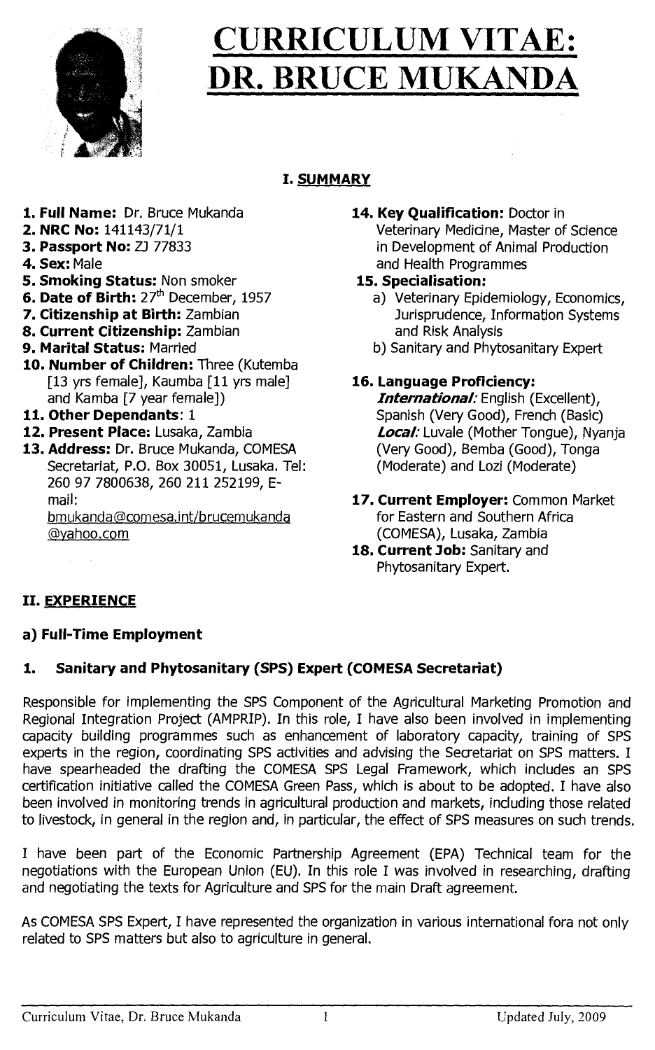# CURRICULUM VITAE: DR. BRUCE MUKANDA

## I. SUMMARY

1. **Full Name:** Dr. Bruce Mukanda
2. **NRC No:** 141143/71/1
3. **Passport No:** ZJ 77833
4. **Sex:** Male
5. **Smoking Status:** Non smoker
6. **Date of Birth:** 27th December, 1957
7. **Citizenship at Birth:** Zambian
8. **Current Citizenship:** Zambian
9. **Marital Status:** Married
10. **Number of Children:** Three (Kutemba [13 yrs female], Kaumba [11 yrs male] and Kamba [7 year female])
11. **Other Dependants**: 1
12. **Present Place:** Lusaka, Zambia
13. **Address:** Dr. Bruce Mukanda, COMESA Secretariat, P.O. Box 30051, Lusaka. Tel: 260 97 7800638, 260 211 252199, E-mail: bmukanda@comesa.int/brucemukanda@yahoo.com
14. **Key Qualification:** Doctor in Veterinary Medicine, Master of Science in Development of Animal Production and Health Programmes
15. **Specialisation:**
    a) Veterinary Epidemiology, Economics, Jurisprudence, Information Systems and Risk Analysis
    b) Sanitary and Phytosanitary Expert
16. **Language Proficiency:**
    ***International:*** English (Excellent), Spanish (Very Good), French (Basic)
    ***Local:*** Luvale (Mother Tongue), Nyanja (Very Good), Bemba (Good), Tonga (Moderate) and Lozi (Moderate)
17. **Current Employer:** Common Market for Eastern and Southern Africa (COMESA), Lusaka, Zambia
18. **Current Job:** Sanitary and Phytosanitary Expert.

## II. EXPERIENCE

### a) Full-Time Employment

### 1. Sanitary and Phytosanitary (SPS) Expert (COMESA Secretariat)

Responsible for implementing the SPS Component of the Agricultural Marketing Promotion and Regional Integration Project (AMPRIP). In this role, I have also been involved in implementing capacity building programmes such as enhancement of laboratory capacity, training of SPS experts in the region, coordinating SPS activities and advising the Secretariat on SPS matters. I have spearheaded the drafting the COMESA SPS Legal Framework, which includes an SPS certification initiative called the COMESA Green Pass, which is about to be adopted. I have also been involved in monitoring trends in agricultural production and markets, including those related to livestock, in general in the region and, in particular, the effect of SPS measures on such trends.

I have been part of the Economic Partnership Agreement (EPA) Technical team for the negotiations with the European Union (EU). In this role I was involved in researching, drafting and negotiating the texts for Agriculture and SPS for the main Draft agreement.

As COMESA SPS Expert, I have represented the organization in various international fora not only related to SPS matters but also to agriculture in general.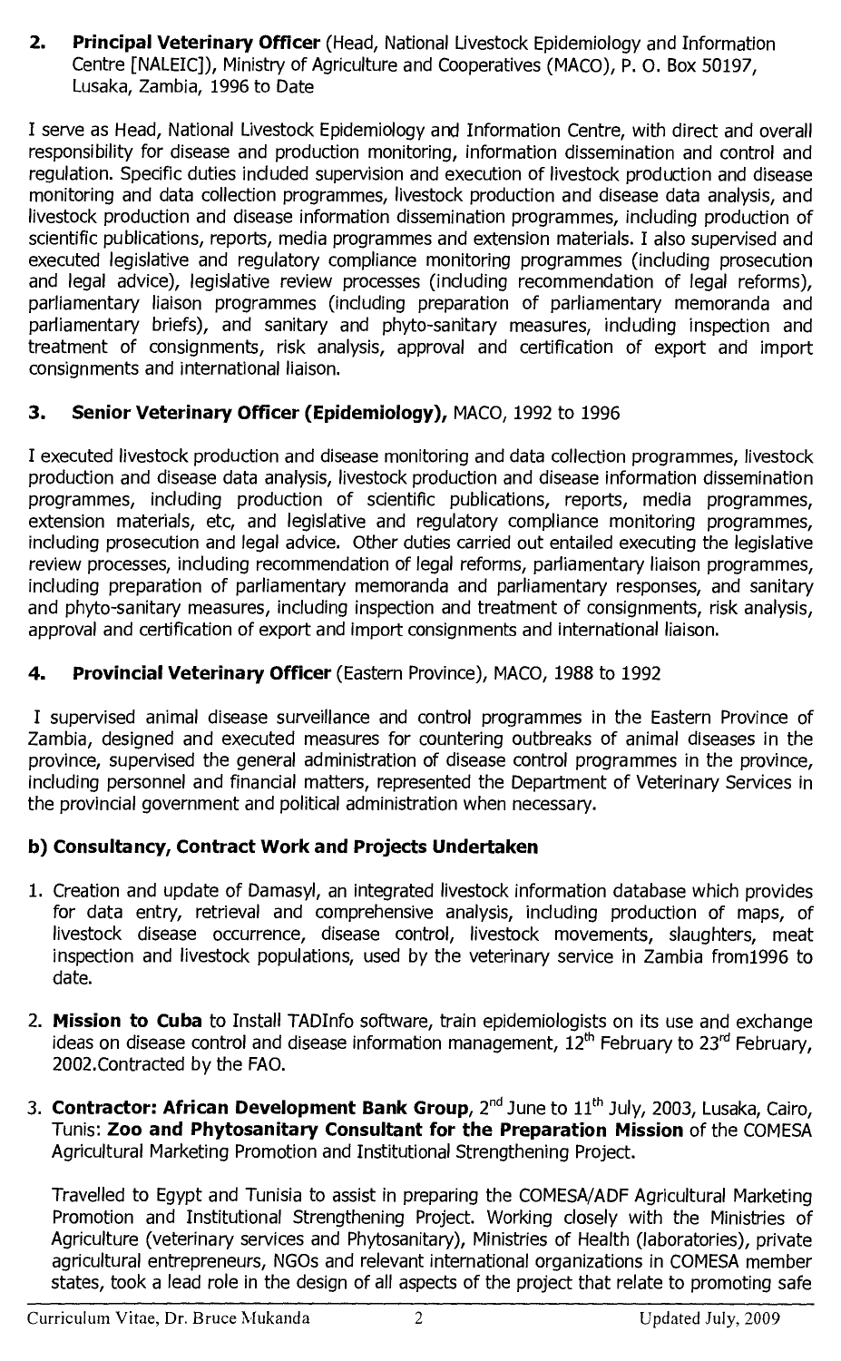**2. Principal Veterinary Officer** (Head, National Livestock Epidemiology and Information Centre [NALEIC]), Ministry of Agriculture and Cooperatives (MACO), P. O. Box 50197, Lusaka, Zambia, 1996 to Date

I serve as Head, National Livestock Epidemiology and Information Centre, with direct and overall responsibility for disease and production monitoring, information dissemination and control and regulation. Specific duties included supervision and execution of livestock production and disease monitoring and data collection programmes, livestock production and disease data analysis, and livestock production and disease information dissemination programmes, including production of scientific publications, reports, media programmes and extension materials. I also supervised and executed legislative and regulatory compliance monitoring programmes (including prosecution and legal advice), legislative review processes (including recommendation of legal reforms), parliamentary liaison programmes (including preparation of parliamentary memoranda and parliamentary briefs), and sanitary and phyto-sanitary measures, including inspection and treatment of consignments, risk analysis, approval and certification of export and import consignments and international liaison.

**3. Senior Veterinary Officer (Epidemiology),** MACO, 1992 to 1996

I executed livestock production and disease monitoring and data collection programmes, livestock production and disease data analysis, livestock production and disease information dissemination programmes, including production of scientific publications, reports, media programmes, extension materials, etc, and legislative and regulatory compliance monitoring programmes, including prosecution and legal advice. Other duties carried out entailed executing the legislative review processes, including recommendation of legal reforms, parliamentary liaison programmes, including preparation of parliamentary memoranda and parliamentary responses, and sanitary and phyto-sanitary measures, including inspection and treatment of consignments, risk analysis, approval and certification of export and import consignments and international liaison.

**4. Provincial Veterinary Officer** (Eastern Province), MACO, 1988 to 1992

I supervised animal disease surveillance and control programmes in the Eastern Province of Zambia, designed and executed measures for countering outbreaks of animal diseases in the province, supervised the general administration of disease control programmes in the province, including personnel and financial matters, represented the Department of Veterinary Services in the provincial government and political administration when necessary.

**b) Consultancy, Contract Work and Projects Undertaken**

1. Creation and update of Damasyl, an integrated livestock information database which provides for data entry, retrieval and comprehensive analysis, including production of maps, of livestock disease occurrence, disease control, livestock movements, slaughters, meat inspection and livestock populations, used by the veterinary service in Zambia from1996 to date.

2. **Mission to Cuba** to Install TADInfo software, train epidemiologists on its use and exchange ideas on disease control and disease information management, 12th February to 23rd February, 2002.Contracted by the FAO.

3. **Contractor: African Development Bank Group**, 2nd June to 11th July, 2003, Lusaka, Cairo, Tunis: **Zoo and Phytosanitary Consultant for the Preparation Mission** of the COMESA Agricultural Marketing Promotion and Institutional Strengthening Project.

   Travelled to Egypt and Tunisia to assist in preparing the COMESA/ADF Agricultural Marketing Promotion and Institutional Strengthening Project. Working closely with the Ministries of Agriculture (veterinary services and Phytosanitary), Ministries of Health (laboratories), private agricultural entrepreneurs, NGOs and relevant international organizations in COMESA member states, took a lead role in the design of all aspects of the project that relate to promoting safe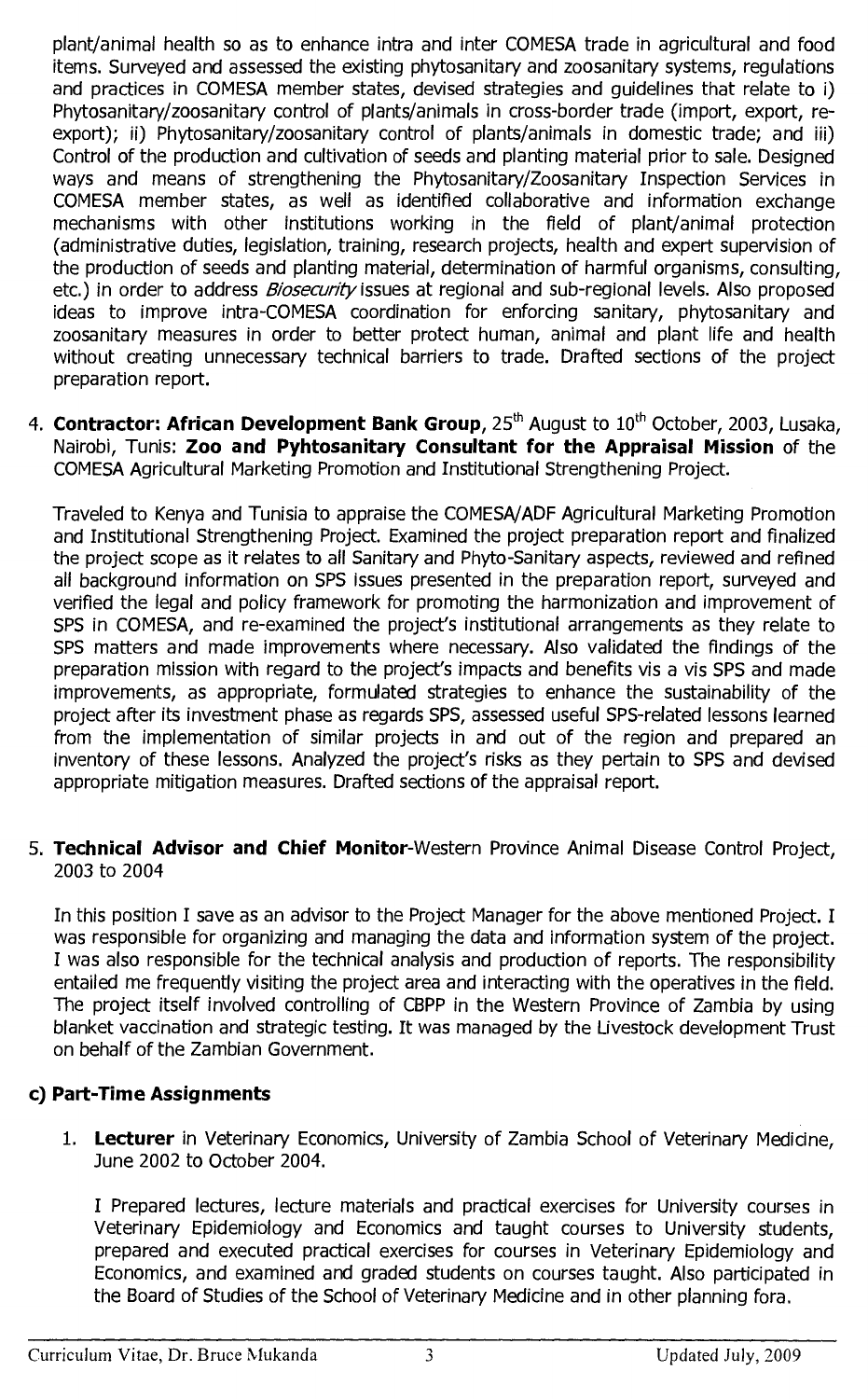plant/animal health so as to enhance intra and inter COMESA trade in agricultural and food items. Surveyed and assessed the existing phytosanitary and zoosanitary systems, regulations and practices in COMESA member states, devised strategies and guidelines that relate to i) Phytosanitary/zoosanitary control of plants/animals in cross-border trade (import, export, re-export); ii) Phytosanitary/zoosanitary control of plants/animals in domestic trade; and iii) Control of the production and cultivation of seeds and planting material prior to sale. Designed ways and means of strengthening the Phytosanitary/Zoosanitary Inspection Services in COMESA member states, as well as identified collaborative and information exchange mechanisms with other institutions working in the field of plant/animal protection (administrative duties, legislation, training, research projects, health and expert supervision of the production of seeds and planting material, determination of harmful organisms, consulting, etc.) in order to address *Biosecurity* issues at regional and sub-regional levels. Also proposed ideas to improve intra-COMESA coordination for enforcing sanitary, phytosanitary and zoosanitary measures in order to better protect human, animal and plant life and health without creating unnecessary technical barriers to trade. Drafted sections of the project preparation report.

4. **Contractor: African Development Bank Group**, 25th August to 10th October, 2003, Lusaka, Nairobi, Tunis: **Zoo and Pyhtosanitary Consultant for the Appraisal Mission** of the COMESA Agricultural Marketing Promotion and Institutional Strengthening Project.

   Traveled to Kenya and Tunisia to appraise the COMESA/ADF Agricultural Marketing Promotion and Institutional Strengthening Project. Examined the project preparation report and finalized the project scope as it relates to all Sanitary and Phyto-Sanitary aspects, reviewed and refined all background information on SPS issues presented in the preparation report, surveyed and verified the legal and policy framework for promoting the harmonization and improvement of SPS in COMESA, and re-examined the project's institutional arrangements as they relate to SPS matters and made improvements where necessary. Also validated the findings of the preparation mission with regard to the project's impacts and benefits vis a vis SPS and made improvements, as appropriate, formulated strategies to enhance the sustainability of the project after its investment phase as regards SPS, assessed useful SPS-related lessons learned from the implementation of similar projects in and out of the region and prepared an inventory of these lessons. Analyzed the project's risks as they pertain to SPS and devised appropriate mitigation measures. Drafted sections of the appraisal report.

5. **Technical Advisor and Chief Monitor**-Western Province Animal Disease Control Project, 2003 to 2004

   In this position I save as an advisor to the Project Manager for the above mentioned Project. I was responsible for organizing and managing the data and information system of the project. I was also responsible for the technical analysis and production of reports. The responsibility entailed me frequently visiting the project area and interacting with the operatives in the field. The project itself involved controlling of CBPP in the Western Province of Zambia by using blanket vaccination and strategic testing. It was managed by the Livestock development Trust on behalf of the Zambian Government.

### c) Part-Time Assignments

1. **Lecturer** in Veterinary Economics, University of Zambia School of Veterinary Medicine, June 2002 to October 2004.

   I Prepared lectures, lecture materials and practical exercises for University courses in Veterinary Epidemiology and Economics and taught courses to University students, prepared and executed practical exercises for courses in Veterinary Epidemiology and Economics, and examined and graded students on courses taught. Also participated in the Board of Studies of the School of Veterinary Medicine and in other planning fora.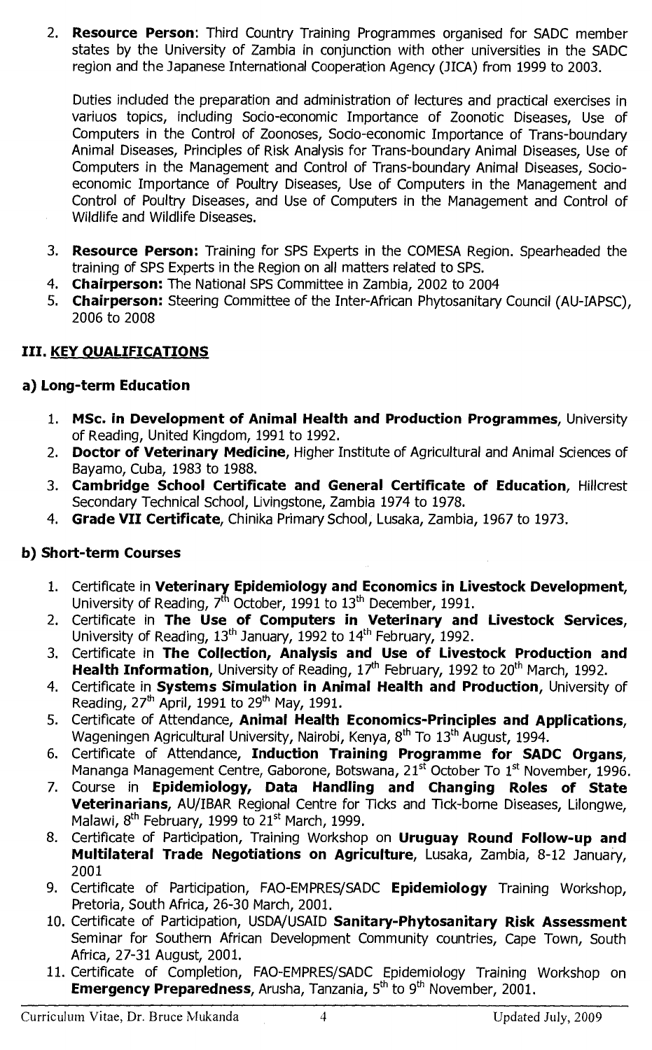2. **Resource Person**: Third Country Training Programmes organised for SADC member states by the University of Zambia in conjunction with other universities in the SADC region and the Japanese International Cooperation Agency (JICA) from 1999 to 2003.

   Duties included the preparation and administration of lectures and practical exercises in variuos topics, including Socio-economic Importance of Zoonotic Diseases, Use of Computers in the Control of Zoonoses, Socio-economic Importance of Trans-boundary Animal Diseases, Principles of Risk Analysis for Trans-boundary Animal Diseases, Use of Computers in the Management and Control of Trans-boundary Animal Diseases, Socio-economic Importance of Poultry Diseases, Use of Computers in the Management and Control of Poultry Diseases, and Use of Computers in the Management and Control of Wildlife and Wildlife Diseases.

3. **Resource Person:** Training for SPS Experts in the COMESA Region. Spearheaded the training of SPS Experts in the Region on all matters related to SPS.
4. **Chairperson:** The National SPS Committee in Zambia, 2002 to 2004
5. **Chairperson:** Steering Committee of the Inter-African Phytosanitary Council (AU-IAPSC), 2006 to 2008

## III. KEY QUALIFICATIONS

### a) Long-term Education

1. **MSc. in Development of Animal Health and Production Programmes**, University of Reading, United Kingdom, 1991 to 1992.
2. **Doctor of Veterinary Medicine**, Higher Institute of Agricultural and Animal Sciences of Bayamo, Cuba, 1983 to 1988.
3. **Cambridge School Certificate and General Certificate of Education**, Hillcrest Secondary Technical School, Livingstone, Zambia 1974 to 1978.
4. **Grade VII Certificate**, Chinika Primary School, Lusaka, Zambia, 1967 to 1973.

### b) Short-term Courses

1. Certificate in **Veterinary Epidemiology and Economics in Livestock Development**, University of Reading, 7th October, 1991 to 13th December, 1991.
2. Certificate in **The Use of Computers in Veterinary and Livestock Services**, University of Reading, 13th January, 1992 to 14th February, 1992.
3. Certificate in **The Collection, Analysis and Use of Livestock Production and Health Information**, University of Reading, 17th February, 1992 to 20th March, 1992.
4. Certificate in **Systems Simulation in Animal Health and Production**, University of Reading, 27th April, 1991 to 29th May, 1991.
5. Certificate of Attendance, **Animal Health Economics-Principles and Applications**, Wageningen Agricultural University, Nairobi, Kenya, 8th To 13th August, 1994.
6. Certificate of Attendance, **Induction Training Programme for SADC Organs**, Mananga Management Centre, Gaborone, Botswana, 21st October To 1st November, 1996.
7. Course in **Epidemiology, Data Handling and Changing Roles of State Veterinarians**, AU/IBAR Regional Centre for Ticks and Tick-borne Diseases, Lilongwe, Malawi, 8th February, 1999 to 21st March, 1999.
8. Certificate of Participation, Training Workshop on **Uruguay Round Follow-up and Multilateral Trade Negotiations on Agriculture**, Lusaka, Zambia, 8-12 January, 2001
9. Certificate of Participation, FAO-EMPRES/SADC **Epidemiology** Training Workshop, Pretoria, South Africa, 26-30 March, 2001.
10. Certificate of Participation, USDA/USAID **Sanitary-Phytosanitary Risk Assessment** Seminar for Southern African Development Community countries, Cape Town, South Africa, 27-31 August, 2001.
11. Certificate of Completion, FAO-EMPRES/SADC Epidemiology Training Workshop on **Emergency Preparedness**, Arusha, Tanzania, 5th to 9th November, 2001.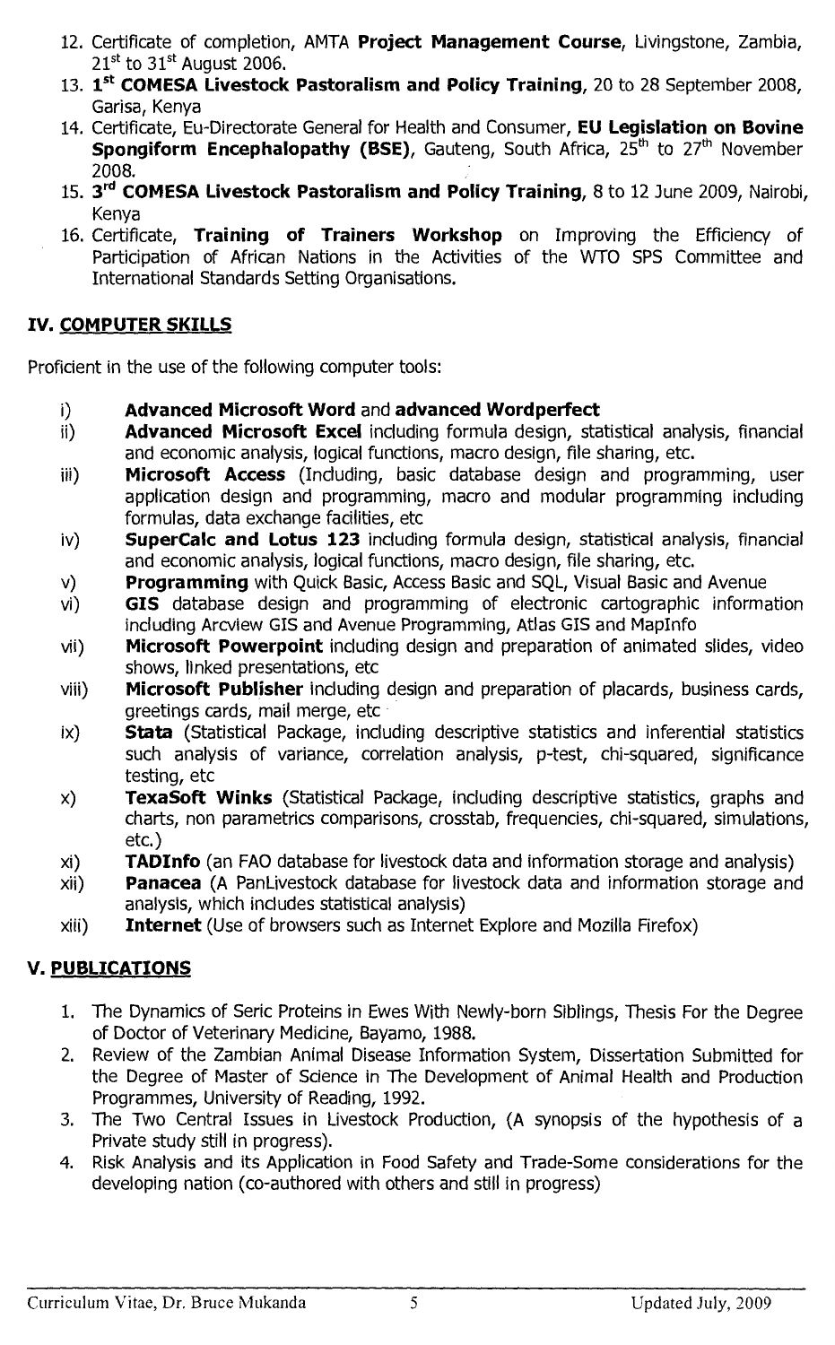12. Certificate of completion, AMTA **Project Management Course**, Livingstone, Zambia, 21st to 31st August 2006.
13. **1st COMESA Livestock Pastoralism and Policy Training**, 20 to 28 September 2008, Garisa, Kenya
14. Certificate, Eu-Directorate General for Health and Consumer, **EU Legislation on Bovine Spongiform Encephalopathy (BSE)**, Gauteng, South Africa, 25th to 27th November 2008.
15. **3rd COMESA Livestock Pastoralism and Policy Training**, 8 to 12 June 2009, Nairobi, Kenya
16. Certificate, **Training of Trainers Workshop** on Improving the Efficiency of Participation of African Nations in the Activities of the WTO SPS Committee and International Standards Setting Organisations.

## IV. COMPUTER SKILLS

Proficient in the use of the following computer tools:

i) **Advanced Microsoft Word** and **advanced Wordperfect**
ii) **Advanced Microsoft Excel** including formula design, statistical analysis, financial and economic analysis, logical functions, macro design, file sharing, etc.
iii) **Microsoft Access** (Including, basic database design and programming, user application design and programming, macro and modular programming including formulas, data exchange facilities, etc
iv) **SuperCalc and Lotus 123** including formula design, statistical analysis, financial and economic analysis, logical functions, macro design, file sharing, etc.
v) **Programming** with Quick Basic, Access Basic and SQL, Visual Basic and Avenue
vi) **GIS** database design and programming of electronic cartographic information including Arcview GIS and Avenue Programming, Atlas GIS and MapInfo
vii) **Microsoft Powerpoint** including design and preparation of animated slides, video shows, linked presentations, etc
viii) **Microsoft Publisher** including design and preparation of placards, business cards, greetings cards, mail merge, etc
ix) **Stata** (Statistical Package, including descriptive statistics and inferential statistics such analysis of variance, correlation analysis, p-test, chi-squared, significance testing, etc
x) **TexaSoft Winks** (Statistical Package, including descriptive statistics, graphs and charts, non parametrics comparisons, crosstab, frequencies, chi-squared, simulations, etc.)
xi) **TADInfo** (an FAO database for livestock data and information storage and analysis)
xii) **Panacea** (A PanLivestock database for livestock data and information storage and analysis, which includes statistical analysis)
xiii) **Internet** (Use of browsers such as Internet Explore and Mozilla Firefox)

## V. PUBLICATIONS

1. The Dynamics of Seric Proteins in Ewes With Newly-born Siblings, Thesis For the Degree of Doctor of Veterinary Medicine, Bayamo, 1988.
2. Review of the Zambian Animal Disease Information System, Dissertation Submitted for the Degree of Master of Science in The Development of Animal Health and Production Programmes, University of Reading, 1992.
3. The Two Central Issues in Livestock Production, (A synopsis of the hypothesis of a Private study still in progress).
4. Risk Analysis and its Application in Food Safety and Trade-Some considerations for the developing nation (co-authored with others and still in progress)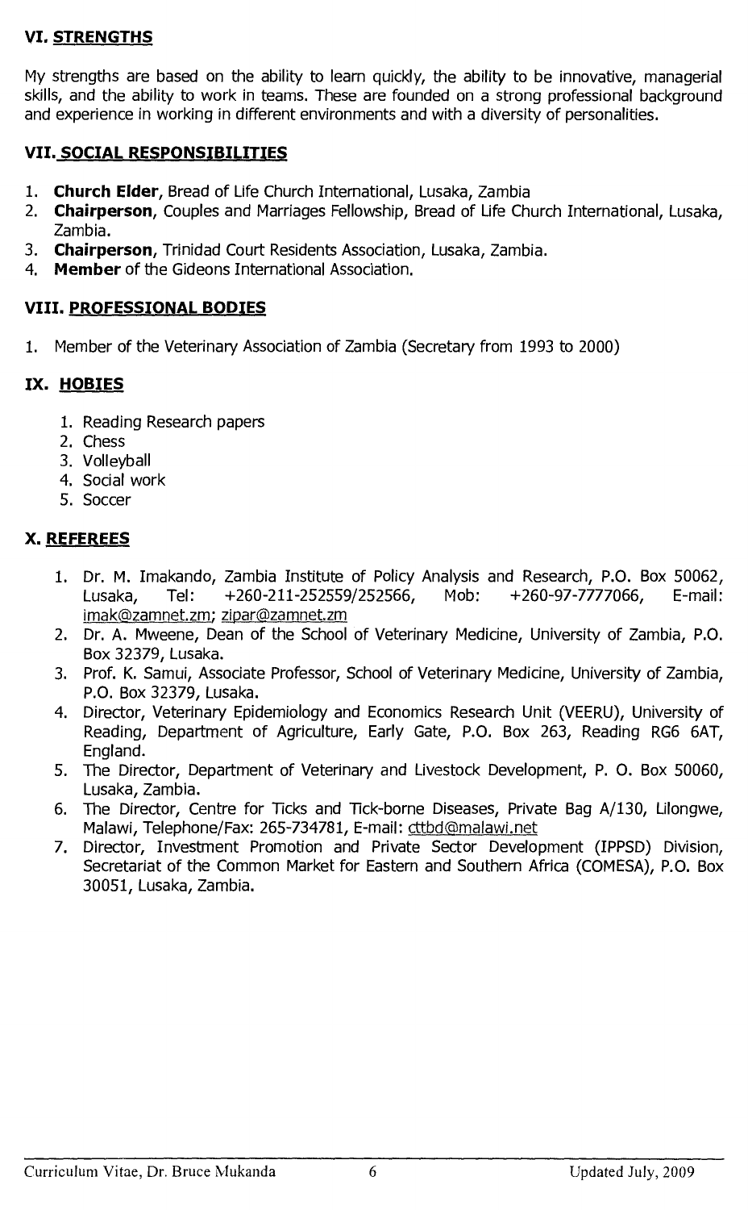## VI. STRENGTHS

My strengths are based on the ability to learn quickly, the ability to be innovative, managerial skills, and the ability to work in teams. These are founded on a strong professional background and experience in working in different environments and with a diversity of personalities.

## VII. SOCIAL RESPONSIBILITIES

1. **Church Elder**, Bread of Life Church International, Lusaka, Zambia
2. **Chairperson**, Couples and Marriages Fellowship, Bread of Life Church International, Lusaka, Zambia.
3. **Chairperson**, Trinidad Court Residents Association, Lusaka, Zambia.
4. **Member** of the Gideons International Association.

## VIII. PROFESSIONAL BODIES

1. Member of the Veterinary Association of Zambia (Secretary from 1993 to 2000)

## IX. HOBIES

1. Reading Research papers
2. Chess
3. Volleyball
4. Social work
5. Soccer

## X. REFEREES

1. Dr. M. Imakando, Zambia Institute of Policy Analysis and Research, P.O. Box 50062, Lusaka, Tel: +260-211-252559/252566, Mob: +260-97-7777066, E-mail: imak@zamnet.zm; zipar@zamnet.zm
2. Dr. A. Mweene, Dean of the School of Veterinary Medicine, University of Zambia, P.O. Box 32379, Lusaka.
3. Prof. K. Samui, Associate Professor, School of Veterinary Medicine, University of Zambia, P.O. Box 32379, Lusaka.
4. Director, Veterinary Epidemiology and Economics Research Unit (VEERU), University of Reading, Department of Agriculture, Early Gate, P.O. Box 263, Reading RG6 6AT, England.
5. The Director, Department of Veterinary and Livestock Development, P. O. Box 50060, Lusaka, Zambia.
6. The Director, Centre for Ticks and Tick-borne Diseases, Private Bag A/130, Lilongwe, Malawi, Telephone/Fax: 265-734781, E-mail: cttbd@malawi.net
7. Director, Investment Promotion and Private Sector Development (IPPSD) Division, Secretariat of the Common Market for Eastern and Southern Africa (COMESA), P.O. Box 30051, Lusaka, Zambia.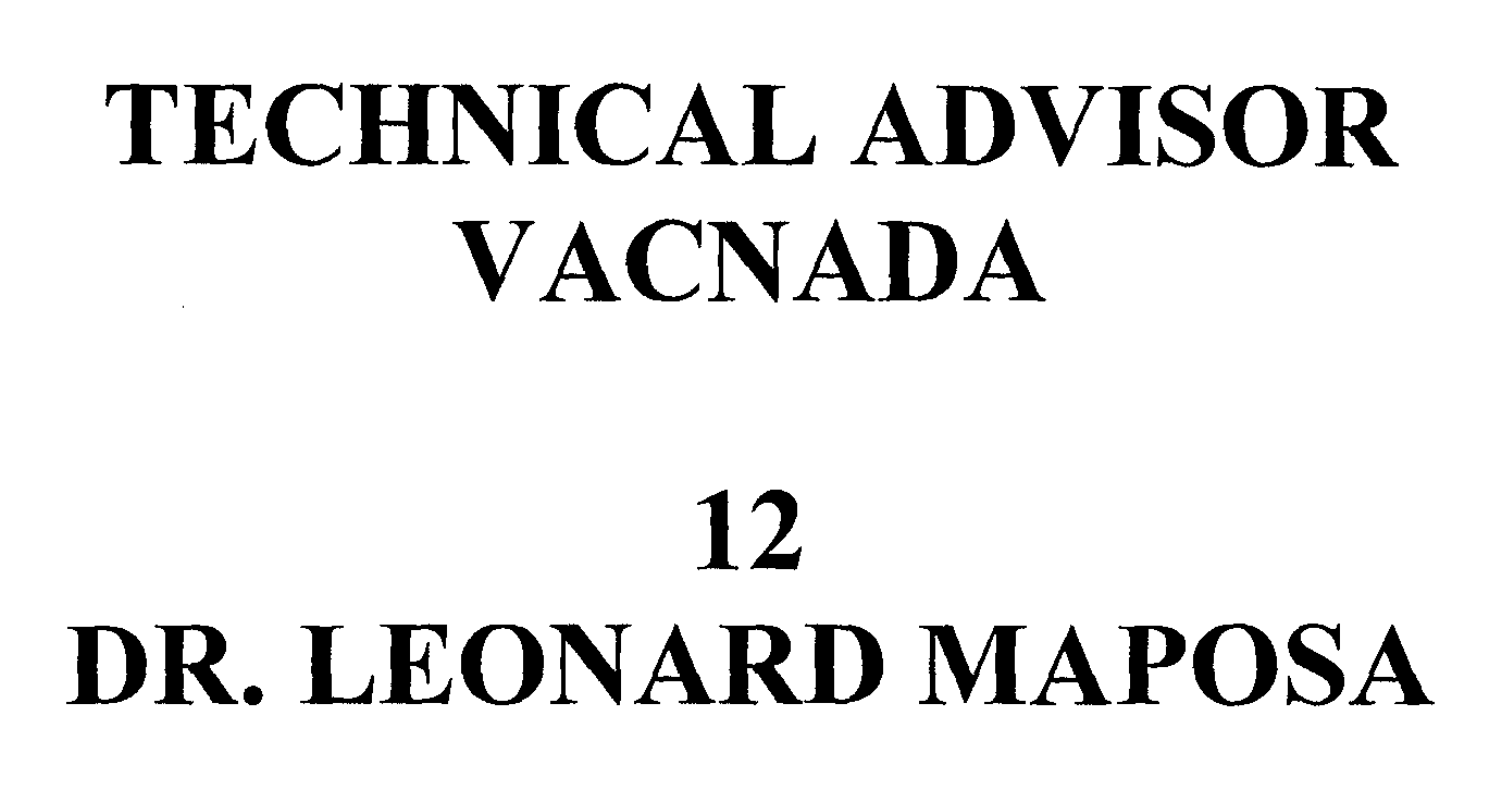# TECHNICAL ADVISOR
# VACNADA

# 12
# DR. LEONARD MAPOSA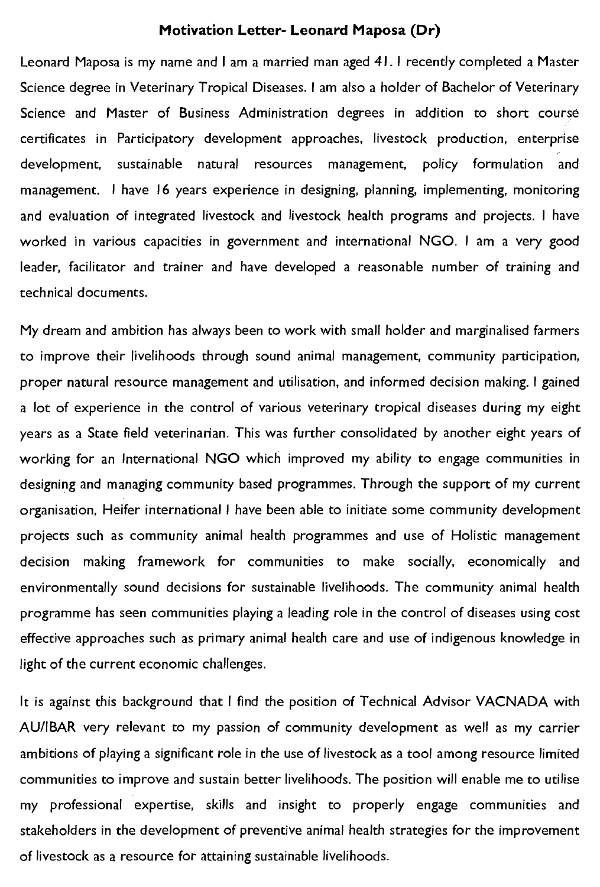**Motivation Letter- Leonard Maposa (Dr)**

Leonard Maposa is my name and I am a married man aged 41. I recently completed a Master Science degree in Veterinary Tropical Diseases. I am also a holder of Bachelor of Veterinary Science and Master of Business Administration degrees in addition to short course certificates in Participatory development approaches, livestock production, enterprise development, sustainable natural resources management, policy formulation and management. I have 16 years experience in designing, planning, implementing, monitoring and evaluation of integrated livestock and livestock health programs and projects. I have worked in various capacities in government and international NGO. I am a very good leader, facilitator and trainer and have developed a reasonable number of training and technical documents.

My dream and ambition has always been to work with small holder and marginalised farmers to improve their livelihoods through sound animal management, community participation, proper natural resource management and utilisation, and informed decision making. I gained a lot of experience in the control of various veterinary tropical diseases during my eight years as a State field veterinarian. This was further consolidated by another eight years of working for an International NGO which improved my ability to engage communities in designing and managing community based programmes. Through the support of my current organisation, Heifer international I have been able to initiate some community development projects such as community animal health programmes and use of Holistic management decision making framework for communities to make socially, economically and environmentally sound decisions for sustainable livelihoods. The community animal health programme has seen communities playing a leading role in the control of diseases using cost effective approaches such as primary animal health care and use of indigenous knowledge in light of the current economic challenges.

It is against this background that I find the position of Technical Advisor VACNADA with AU/IBAR very relevant to my passion of community development as well as my carrier ambitions of playing a significant role in the use of livestock as a tool among resource limited communities to improve and sustain better livelihoods. The position will enable me to utilise my professional expertise, skills and insight to properly engage communities and stakeholders in the development of preventive animal health strategies for the improvement of livestock as a resource for attaining sustainable livelihoods.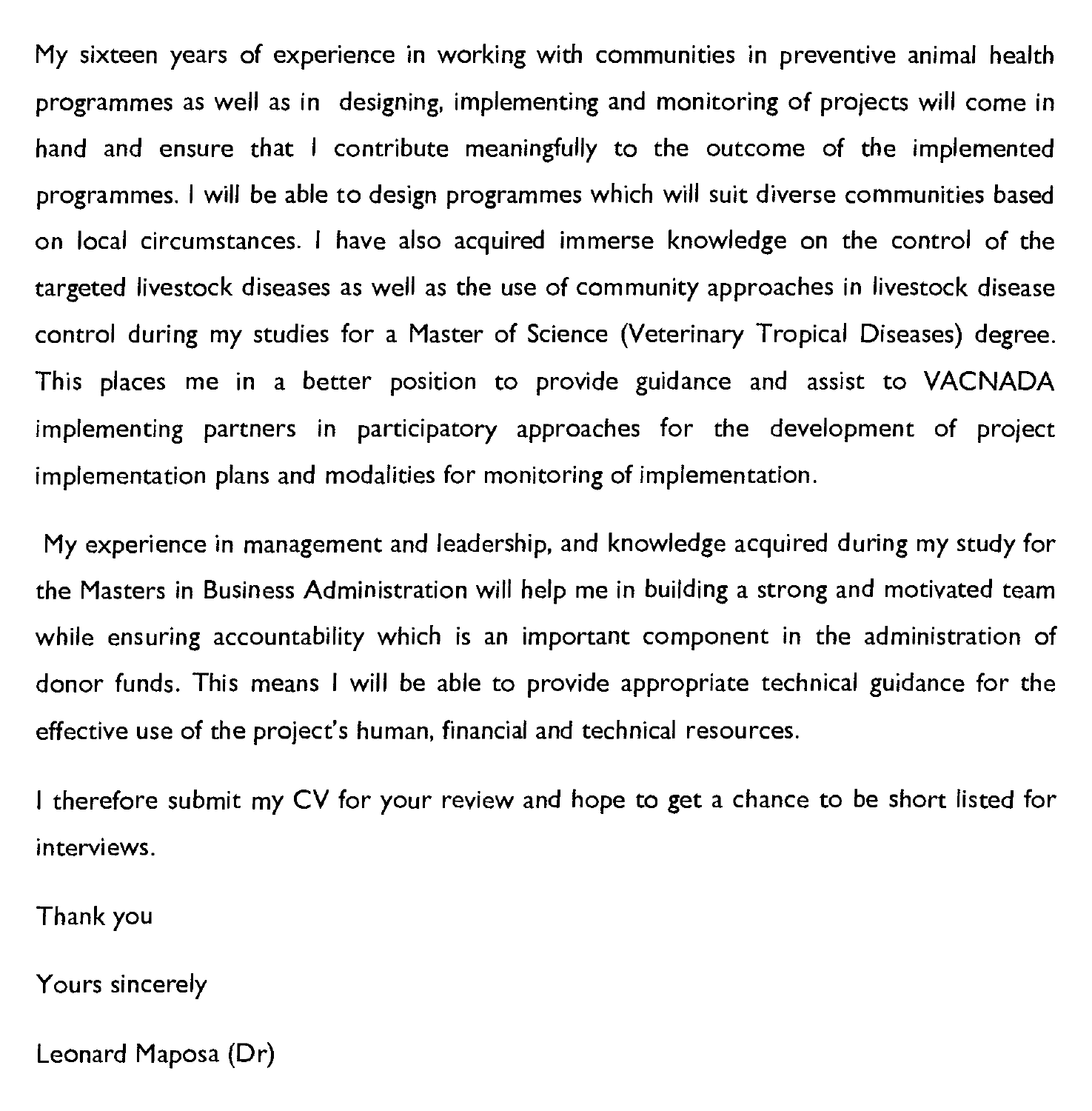My sixteen years of experience in working with communities in preventive animal health programmes as well as in designing, implementing and monitoring of projects will come in hand and ensure that I contribute meaningfully to the outcome of the implemented programmes. I will be able to design programmes which will suit diverse communities based on local circumstances. I have also acquired immerse knowledge on the control of the targeted livestock diseases as well as the use of community approaches in livestock disease control during my studies for a Master of Science (Veterinary Tropical Diseases) degree. This places me in a better position to provide guidance and assist to VACNADA implementing partners in participatory approaches for the development of project implementation plans and modalities for monitoring of implementation.

My experience in management and leadership, and knowledge acquired during my study for the Masters in Business Administration will help me in building a strong and motivated team while ensuring accountability which is an important component in the administration of donor funds. This means I will be able to provide appropriate technical guidance for the effective use of the project's human, financial and technical resources.

I therefore submit my CV for your review and hope to get a chance to be short listed for interviews.

Thank you

Yours sincerely

Leonard Maposa (Dr)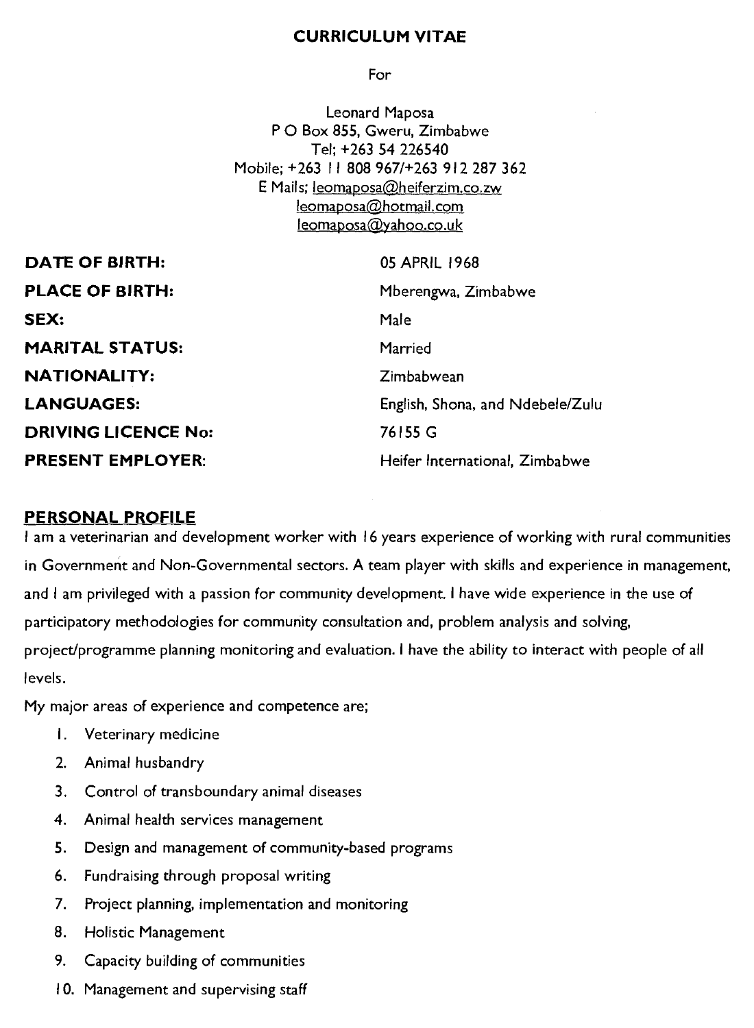# CURRICULUM VITAE

For

Leonard Maposa
P O Box 855, Gweru, Zimbabwe
Tel; +263 54 226540
Mobile; +263 11 808 967/+263 912 287 362
E Mails; leomaposa@heiferzim.co.zw
leomaposa@hotmail.com
leomaposa@yahoo.co.uk

| | |
|---|---|
| **DATE OF BIRTH:** | 05 APRIL 1968 |
| **PLACE OF BIRTH:** | Mberengwa, Zimbabwe |
| **SEX:** | Male |
| **MARITAL STATUS:** | Married |
| **NATIONALITY:** | Zimbabwean |
| **LANGUAGES:** | English, Shona, and Ndebele/Zulu |
| **DRIVING LICENCE No:** | 76155 G |
| **PRESENT EMPLOYER:** | Heifer International, Zimbabwe |

## PERSONAL PROFILE

I am a veterinarian and development worker with 16 years experience of working with rural communities in Government and Non-Governmental sectors. A team player with skills and experience in management, and I am privileged with a passion for community development. I have wide experience in the use of participatory methodologies for community consultation and, problem analysis and solving, project/programme planning monitoring and evaluation. I have the ability to interact with people of all levels.

My major areas of experience and competence are;

1. Veterinary medicine
2. Animal husbandry
3. Control of transboundary animal diseases
4. Animal health services management
5. Design and management of community-based programs
6. Fundraising through proposal writing
7. Project planning, implementation and monitoring
8. Holistic Management
9. Capacity building of communities
10. Management and supervising staff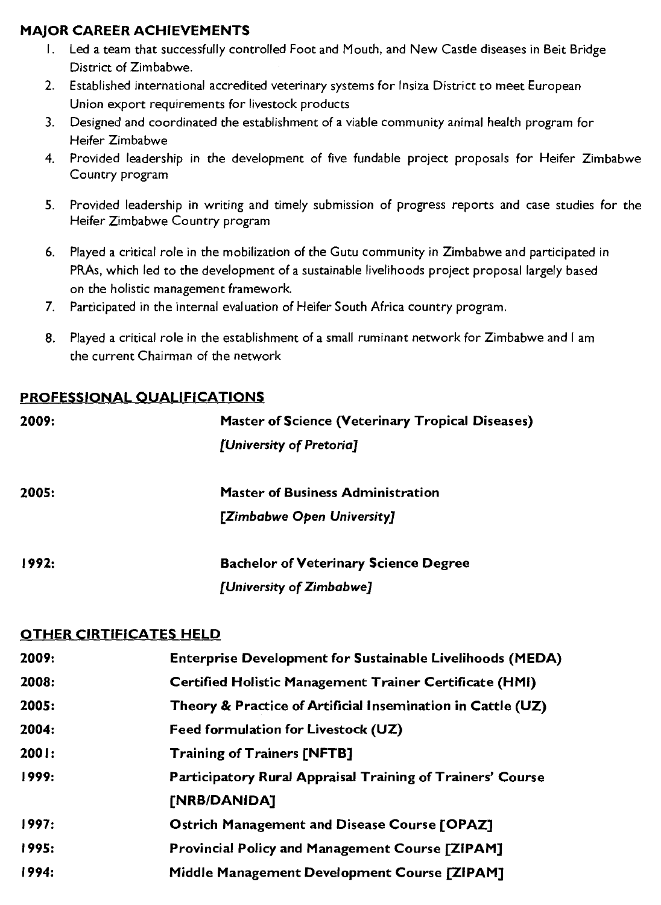## MAJOR CAREER ACHIEVEMENTS

1. Led a team that successfully controlled Foot and Mouth, and New Castle diseases in Beit Bridge District of Zimbabwe.
2. Established international accredited veterinary systems for Insiza District to meet European Union export requirements for livestock products
3. Designed and coordinated the establishment of a viable community animal health program for Heifer Zimbabwe
4. Provided leadership in the development of five fundable project proposals for Heifer Zimbabwe Country program
5. Provided leadership in writing and timely submission of progress reports and case studies for the Heifer Zimbabwe Country program
6. Played a critical role in the mobilization of the Gutu community in Zimbabwe and participated in PRAs, which led to the development of a sustainable livelihoods project proposal largely based on the holistic management framework.
7. Participated in the internal evaluation of Heifer South Africa country program.
8. Played a critical role in the establishment of a small ruminant network for Zimbabwe and I am the current Chairman of the network

## PROFESSIONAL QUALIFICATIONS

**2009:** **Master of Science (Veterinary Tropical Diseases)**
***[University of Pretoria]***

**2005:** **Master of Business Administration**
***[Zimbabwe Open University]***

**1992:** **Bachelor of Veterinary Science Degree**
***[University of Zimbabwe]***

## OTHER CIRTIFICATES HELD

| | |
|---|---|
| **2009:** | **Enterprise Development for Sustainable Livelihoods (MEDA)** |
| **2008:** | **Certified Holistic Management Trainer Certificate (HMI)** |
| **2005:** | **Theory & Practice of Artificial Insemination in Cattle (UZ)** |
| **2004:** | **Feed formulation for Livestock (UZ)** |
| **2001:** | **Training of Trainers [NFTB]** |
| **1999:** | **Participatory Rural Appraisal Training of Trainers' Course [NRB/DANIDA]** |
| **1997:** | **Ostrich Management and Disease Course [OPAZ]** |
| **1995:** | **Provincial Policy and Management Course [ZIPAM]** |
| **1994:** | **Middle Management Development Course [ZIPAM]** |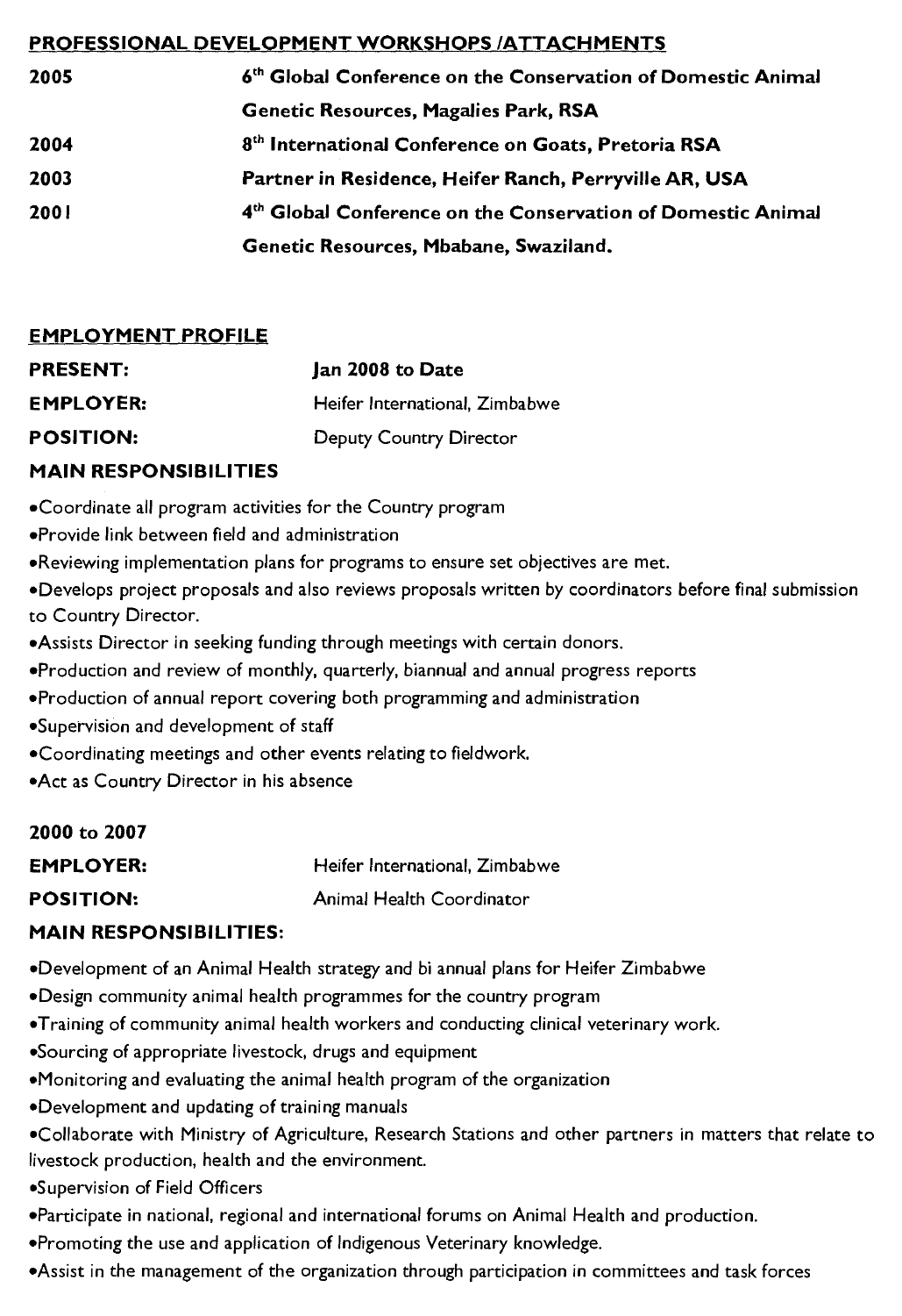## PROFESSIONAL DEVELOPMENT WORKSHOPS /ATTACHMENTS

| | |
|---|---|
| **2005** | **6th Global Conference on the Conservation of Domestic Animal Genetic Resources, Magalies Park, RSA** |
| **2004** | **8th International Conference on Goats, Pretoria RSA** |
| **2003** | **Partner in Residence, Heifer Ranch, Perryville AR, USA** |
| **2001** | **4th Global Conference on the Conservation of Domestic Animal Genetic Resources, Mbabane, Swaziland.** |

## EMPLOYMENT PROFILE

**PRESENT:** **Jan 2008 to Date**

**EMPLOYER:** Heifer International, Zimbabwe

**POSITION:** Deputy Country Director

### MAIN RESPONSIBILITIES

- Coordinate all program activities for the Country program
- Provide link between field and administration
- Reviewing implementation plans for programs to ensure set objectives are met.
- Develops project proposals and also reviews proposals written by coordinators before final submission to Country Director.
- Assists Director in seeking funding through meetings with certain donors.
- Production and review of monthly, quarterly, biannual and annual progress reports
- Production of annual report covering both programming and administration
- Supervision and development of staff
- Coordinating meetings and other events relating to fieldwork.
- Act as Country Director in his absence

**2000 to 2007**

**EMPLOYER:** Heifer International, Zimbabwe

**POSITION:** Animal Health Coordinator

### MAIN RESPONSIBILITIES:

- Development of an Animal Health strategy and bi annual plans for Heifer Zimbabwe
- Design community animal health programmes for the country program
- Training of community animal health workers and conducting clinical veterinary work.
- Sourcing of appropriate livestock, drugs and equipment
- Monitoring and evaluating the animal health program of the organization
- Development and updating of training manuals
- Collaborate with Ministry of Agriculture, Research Stations and other partners in matters that relate to livestock production, health and the environment.
- Supervision of Field Officers
- Participate in national, regional and international forums on Animal Health and production.
- Promoting the use and application of Indigenous Veterinary knowledge.
- Assist in the management of the organization through participation in committees and task forces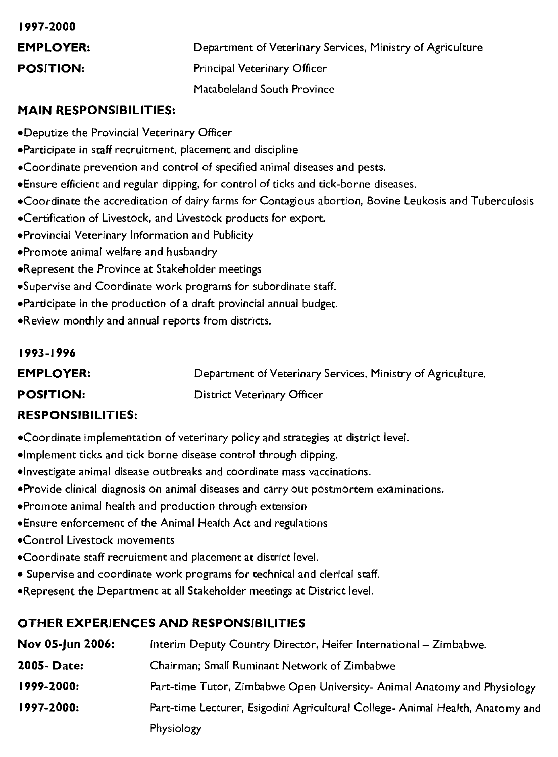**1997-2000**

**EMPLOYER:** Department of Veterinary Services, Ministry of Agriculture

**POSITION:** Principal Veterinary Officer
Matabeleland South Province

**MAIN RESPONSIBILITIES:**

- Deputize the Provincial Veterinary Officer
- Participate in staff recruitment, placement and discipline
- Coordinate prevention and control of specified animal diseases and pests.
- Ensure efficient and regular dipping, for control of ticks and tick-borne diseases.
- Coordinate the accreditation of dairy farms for Contagious abortion, Bovine Leukosis and Tuberculosis
- Certification of Livestock, and Livestock products for export.
- Provincial Veterinary Information and Publicity
- Promote animal welfare and husbandry
- Represent the Province at Stakeholder meetings
- Supervise and Coordinate work programs for subordinate staff.
- Participate in the production of a draft provincial annual budget.
- Review monthly and annual reports from districts.

**1993-1996**

**EMPLOYER:** Department of Veterinary Services, Ministry of Agriculture.

**POSITION:** District Veterinary Officer

**RESPONSIBILITIES:**

- Coordinate implementation of veterinary policy and strategies at district level.
- Implement ticks and tick borne disease control through dipping.
- Investigate animal disease outbreaks and coordinate mass vaccinations.
- Provide clinical diagnosis on animal diseases and carry out postmortem examinations.
- Promote animal health and production through extension
- Ensure enforcement of the Animal Health Act and regulations
- Control Livestock movements
- Coordinate staff recruitment and placement at district level.
- Supervise and coordinate work programs for technical and clerical staff.
- Represent the Department at all Stakeholder meetings at District level.

**OTHER EXPERIENCES AND RESPONSIBILITIES**

**Nov 05-Jun 2006:** Interim Deputy Country Director, Heifer International – Zimbabwe.

**2005- Date:** Chairman; Small Ruminant Network of Zimbabwe

**1999-2000:** Part-time Tutor, Zimbabwe Open University- Animal Anatomy and Physiology

**1997-2000:** Part-time Lecturer, Esigodini Agricultural College- Animal Health, Anatomy and Physiology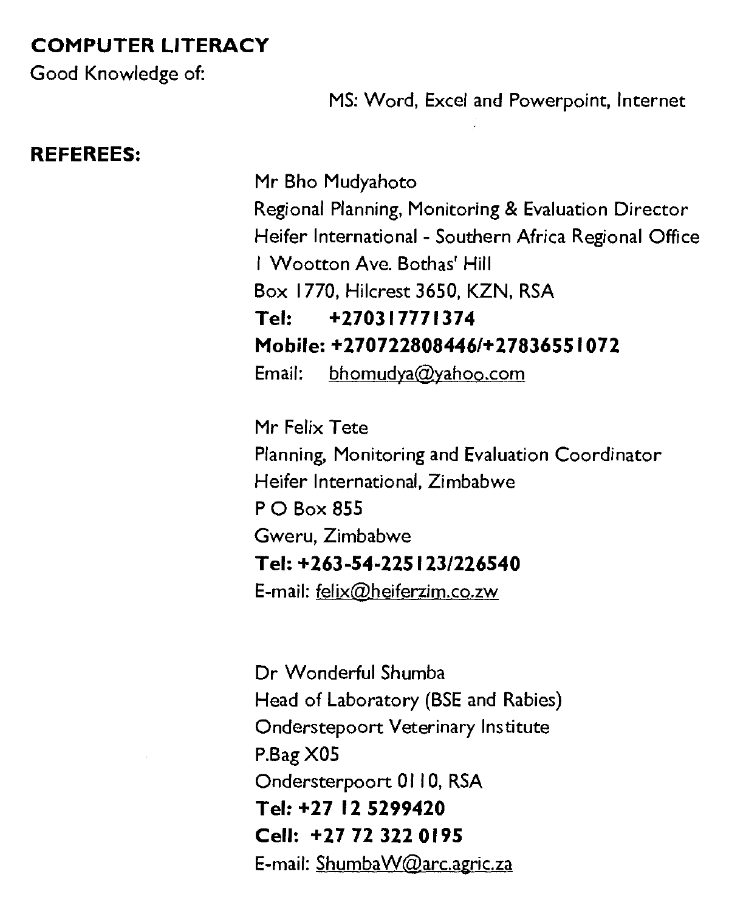**COMPUTER LITERACY**

Good Knowledge of:

MS: Word, Excel and Powerpoint, Internet

**REFEREES:**

Mr Bho Mudyahoto
Regional Planning, Monitoring & Evaluation Director
Heifer International - Southern Africa Regional Office
1 Wootton Ave. Bothas' Hill
Box 1770, Hilcrest 3650, KZN, RSA
**Tel: +27031777I374**
**Mobile: +270722808446/+27836551072**
Email: bhomudya@yahoo.com

Mr Felix Tete
Planning, Monitoring and Evaluation Coordinator
Heifer International, Zimbabwe
P O Box 855
Gweru, Zimbabwe
**Tel: +263-54-225123/226540**
E-mail: felix@heiferzim.co.zw

Dr Wonderful Shumba
Head of Laboratory (BSE and Rabies)
Onderstepoort Veterinary Institute
P.Bag X05
Ondersterpoort 0110, RSA
**Tel: +27 12 5299420**
**Cell: +27 72 322 0195**
E-mail: ShumbaW@arc.agric.za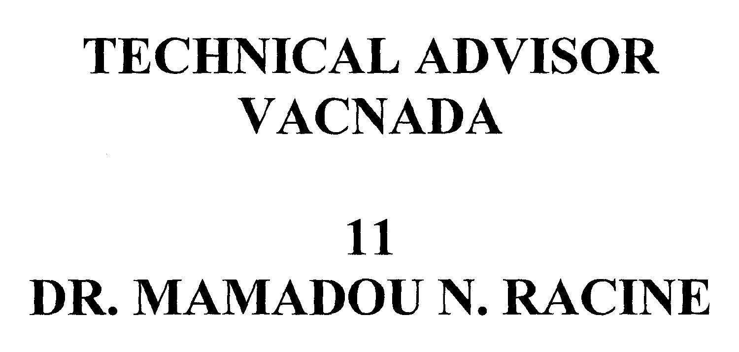# TECHNICAL ADVISOR
# VACNADA

# 11
# DR. MAMADOU N. RACINE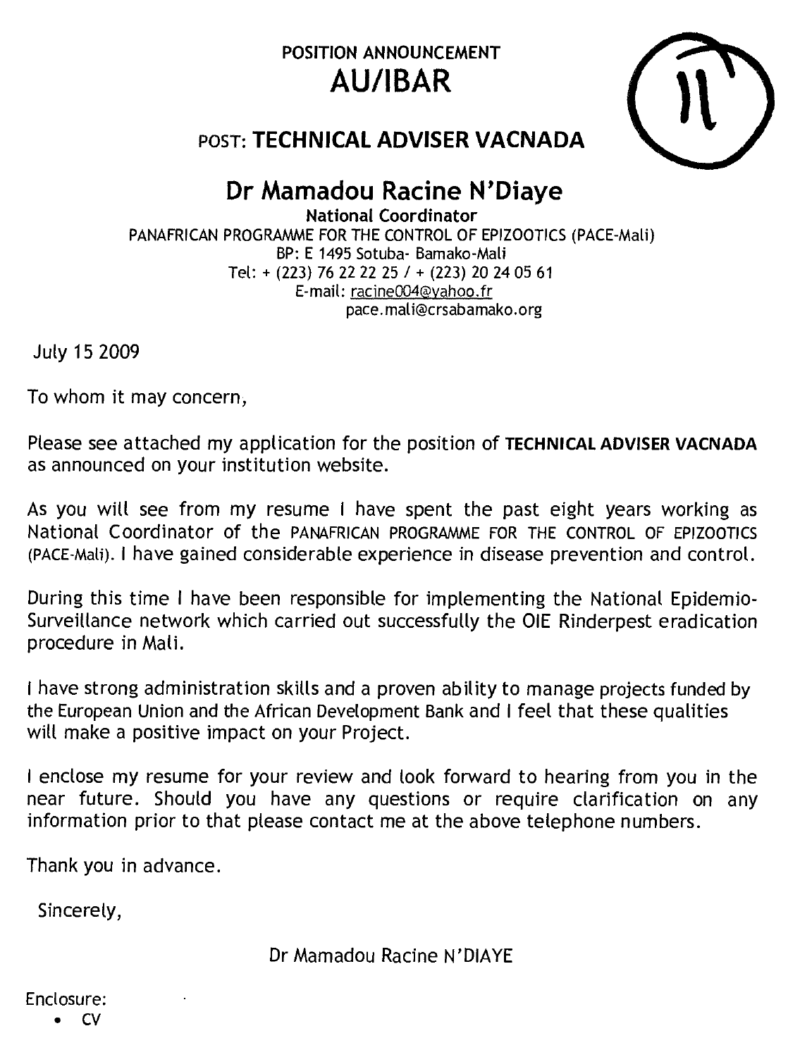POSITION ANNOUNCEMENT

# AU/IBAR

11

## POST: TECHNICAL ADVISER VACNADA

## Dr Mamadou Racine N'Diaye

**National Coordinator**
PANAFRICAN PROGRAMME FOR THE CONTROL OF EPIZOOTICS (PACE-Mali)
BP: E 1495 Sotuba- Bamako-Mali
Tel: + (223) 76 22 22 25 / + (223) 20 24 05 61
E-mail: racine004@yahoo.fr
pace.mali@crsabamako.org

July 15 2009

To whom it may concern,

Please see attached my application for the position of **TECHNICAL ADVISER VACNADA** as announced on your institution website.

As you will see from my resume I have spent the past eight years working as National Coordinator of the PANAFRICAN PROGRAMME FOR THE CONTROL OF EPIZOOTICS (PACE-Mali). I have gained considerable experience in disease prevention and control.

During this time I have been responsible for implementing the National Epidemio-Surveillance network which carried out successfully the OIE Rinderpest eradication procedure in Mali.

I have strong administration skills and a proven ability to manage projects funded by the European Union and the African Development Bank and I feel that these qualities will make a positive impact on your Project.

I enclose my resume for your review and look forward to hearing from you in the near future. Should you have any questions or require clarification on any information prior to that please contact me at the above telephone numbers.

Thank you in advance.

Sincerely,

Dr Mamadou Racine N'DIAYE

Enclosure:

- CV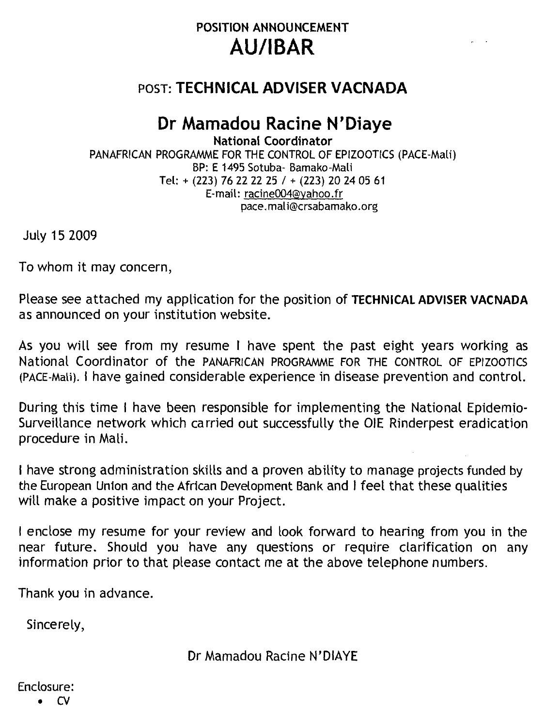POSITION ANNOUNCEMENT

# AU/IBAR

## POST: TECHNICAL ADVISER VACNADA

## Dr Mamadou Racine N'Diaye

**National Coordinator**
PANAFRICAN PROGRAMME FOR THE CONTROL OF EPIZOOTICS (PACE-Mali)
BP: E 1495 Sotuba- Bamako-Mali
Tel: + (223) 76 22 22 25 / + (223) 20 24 05 61
E-mail: racine004@yahoo.fr
pace.mali@crsabamako.org

July 15 2009

To whom it may concern,

Please see attached my application for the position of **TECHNICAL ADVISER VACNADA** as announced on your institution website.

As you will see from my resume I have spent the past eight years working as National Coordinator of the PANAFRICAN PROGRAMME FOR THE CONTROL OF EPIZOOTICS (PACE-Mali). I have gained considerable experience in disease prevention and control.

During this time I have been responsible for implementing the National Epidemio-Surveillance network which carried out successfully the OIE Rinderpest eradication procedure in Mali.

I have strong administration skills and a proven ability to manage projects funded by the European Union and the African Development Bank and I feel that these qualities will make a positive impact on your Project.

I enclose my resume for your review and look forward to hearing from you in the near future. Should you have any questions or require clarification on any information prior to that please contact me at the above telephone numbers.

Thank you in advance.

Sincerely,

Dr Mamadou Racine N'DIAYE

Enclosure:

- CV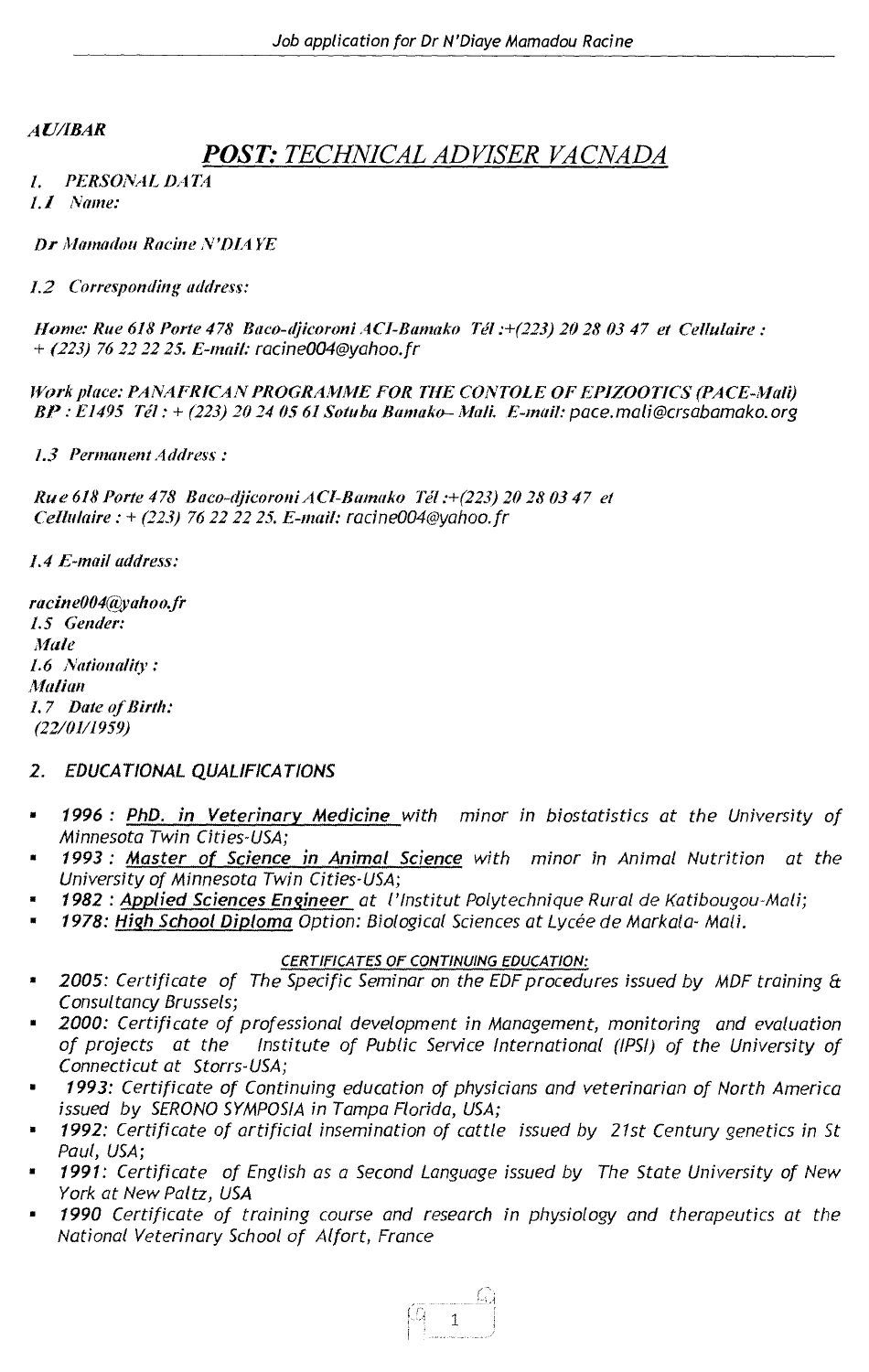*AU/IBAR*

# *POST: TECHNICAL ADVISER VACNADA*

*1. PERSONAL DATA*

*1.1 Name:*

***Dr Mamadou Racine N'DIAYE***

*1.2 Corresponding address:*

***Home: Rue 618 Porte 478 Baco-djicoroni ACI-Bamako Tél :+(223) 20 28 03 47 et Cellulaire : + (223) 76 22 22 25. E-mail:*** *racine004@yahoo.fr*

***Work place: PANAFRICAN PROGRAMME FOR THE CONTOLE OF EPIZOOTICS (PACE-Mali) BP : E1495 Tél : + (223) 20 24 05 61 Sotuba Bamako– Mali. E-mail:*** *pace.mali@crsabamako.org*

*1.3 Permanent Address :*

***Rue 618 Porte 478 Baco-djicoroni ACI-Bamako Tél :+(223) 20 28 03 47 et Cellulaire : + (223) 76 22 22 25. E-mail:*** *racine004@yahoo.fr*

*1.4 E-mail address:*

***racine004@yahoo.fr***

*1.5 Gender:*

***Male***

*1.6 Nationality :*

***Malian***

*1.7 Date of Birth:*

***(22/01/1959)***

## *2. EDUCATIONAL QUALIFICATIONS*

- ***1996 :*** *PhD. in Veterinary Medicine with minor in biostatistics at the University of Minnesota Twin Cities-USA;*
- ***1993 :*** *Master of Science in Animal Science with minor in Animal Nutrition at the University of Minnesota Twin Cities-USA;*
- ***1982 :*** *Applied Sciences Engineer at l'Institut Polytechnique Rural de Katibougou-Mali;*
- ***1978:*** *High School Diploma Option: Biological Sciences at Lycée de Markala- Mali.*

*CERTIFICATES OF CONTINUING EDUCATION:*

- *2005: Certificate of The Specific Seminar on the EDF procedures issued by MDF training & Consultancy Brussels;*
- *2000: Certificate of professional development in Management, monitoring and evaluation of projects at the Institute of Public Service International (IPSI) of the University of Connecticut at Storrs-USA;*
- *1993: Certificate of Continuing education of physicians and veterinarian of North America issued by SERONO SYMPOSIA in Tampa Florida, USA;*
- *1992: Certificate of artificial insemination of cattle issued by 21st Century genetics in St Paul, USA;*
- *1991: Certificate of English as a Second Language issued by The State University of New York at New Paltz, USA*
- *1990 Certificate of training course and research in physiology and therapeutics at the National Veterinary School of Alfort, France*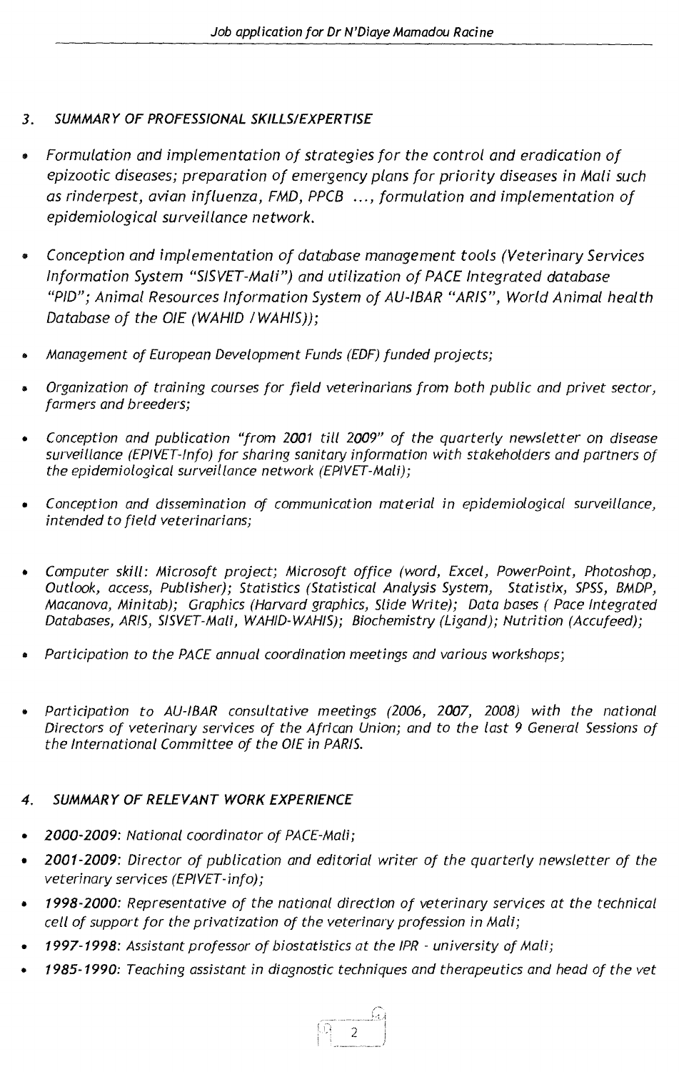## *3. SUMMARY OF PROFESSIONAL SKILLS/EXPERTISE*

- *Formulation and implementation of strategies for the control and eradication of epizootic diseases; preparation of emergency plans for priority diseases in Mali such as rinderpest, avian influenza, FMD, PPCB ..., formulation and implementation of epidemiological surveillance network.*

- *Conception and implementation of database management tools (Veterinary Services Information System "SISVET-Mali") and utilization of PACE Integrated database "PID"; Animal Resources Information System of AU-IBAR "ARIS", World Animal health Database of the OIE (WAHID / WAHIS));*

- *Management of European Development Funds (EDF) funded projects;*

- *Organization of training courses for field veterinarians from both public and privet sector, farmers and breeders;*

- *Conception and publication "from 2001 till 2009" of the quarterly newsletter on disease surveillance (EPIVET-Info) for sharing sanitary information with stakeholders and partners of the epidemiological surveillance network (EPIVET-Mali);*

- *Conception and dissemination of communication material in epidemiological surveillance, intended to field veterinarians;*

- *Computer skill: Microsoft project; Microsoft office (word, Excel, PowerPoint, Photoshop, Outlook, access, Publisher); Statistics (Statistical Analysis System, Statistix, SPSS, BMDP, Macanova, Minitab); Graphics (Harvard graphics, Slide Write); Data bases ( Pace Integrated Databases, ARIS, SISVET-Mali, WAHID-WAHIS); Biochemistry (Ligand); Nutrition (Accufeed);*

- *Participation to the PACE annual coordination meetings and various workshops;*

- *Participation to AU-IBAR consultative meetings (2006, 2007, 2008) with the national Directors of veterinary services of the African Union; and to the last 9 General Sessions of the International Committee of the OIE in PARIS.*

## *4. SUMMARY OF RELEVANT WORK EXPERIENCE*

- ***2000-2009**: National coordinator of PACE-Mali;*
- ***2001-2009**: Director of publication and editorial writer of the quarterly newsletter of the veterinary services (EPIVET-info);*
- ***1998-2000**: Representative of the national direction of veterinary services at the technical cell of support for the privatization of the veterinary profession in Mali;*
- ***1997-1998**: Assistant professor of biostatistics at the IPR - university of Mali;*
- ***1985-1990**: Teaching assistant in diagnostic techniques and therapeutics and head of the vet*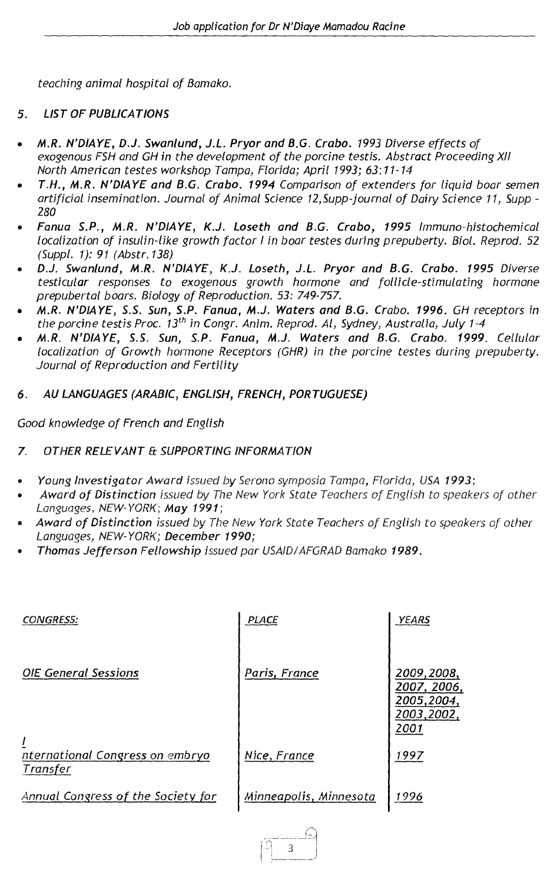*teaching animal hospital of Bamako.*

## 5. LIST OF PUBLICATIONS

- ***M.R. N'DIAYE, D.J. Swanlund, J.L. Pryor and B.G. Crabo.*** *1993 Diverse effects of exogenous FSH and GH in the development of the porcine testis. Abstract Proceeding XII North American testes workshop Tampa, Florida; April 1993; 63:11-14*
- ***T.H., M.R. N'DIAYE and B.G. Crabo. 1994*** *Comparison of extenders for liquid boar semen artificial insemination. Journal of Animal Science 12,Supp-journal of Dairy Science 11, Supp - 280*
- ***Fanua S.P., M.R. N'DIAYE, K.J. Loseth and B.G. Crabo, 1995*** *Immuno-histochemical localization of insulin-like growth factor I in boar testes during prepuberty. Biol. Reprod. 52 (Suppl. 1): 91 (Abstr.138)*
- ***D.J. Swanlund, M.R. N'DIAYE, K.J. Loseth, J.L. Pryor and B.G. Crabo. 1995*** *Diverse testicular responses to exogenous growth hormone and follicle-stimulating hormone prepubertal boars. Biology of Reproduction. 53: 749-757.*
- ***M.R. N'DIAYE, S.S. Sun, S.P. Fanua, M.J. Waters and B.G. Crabo. 1996.*** *GH receptors in the porcine testis Proc. 13th in Congr. Anim. Reprod. AI, Sydney, Australia, July 1-4*
- ***M.R. N'DIAYE, S.S. Sun, S.P. Fanua, M.J. Waters and B.G. Crabo. 1999.*** *Cellular localization of Growth hormone Receptors (GHR) in the porcine testes during prepuberty. Journal of Reproduction and Fertility*

## 6. AU LANGUAGES (ARABIC, ENGLISH, FRENCH, PORTUGUESE)

*Good knowledge of French and English*

## 7. OTHER RELEVANT & SUPPORTING INFORMATION

- ***Young Investigator Award*** *issued by Serono symposia Tampa, Florida, USA* ***1993;***
- ***Award of Distinction*** *issued by The New York State Teachers of English to speakers of other Languages, NEW-YORK;* ***May 1991;***
- ***Award of Distinction*** *issued by The New York State Teachers of English to speakers of other Languages, NEW-YORK;* ***December 1990;***
- ***Thomas Jefferson Fellowship*** *issued par USAID/AFGRAD Bamako* ***1989.***

| *CONGRESS:* | *PLACE* | *YEARS* |
|---|---|---|
| *OIE General Sessions* | *Paris, France* | *2009,2008, 2007, 2006, 2005,2004, 2003,2002, 2001* |
| *International Congress on embryo Transfer* | *Nice, France* | *1997* |
| *Annual Congress of the Society for* | *Minneapolis, Minnesota* | *1996* |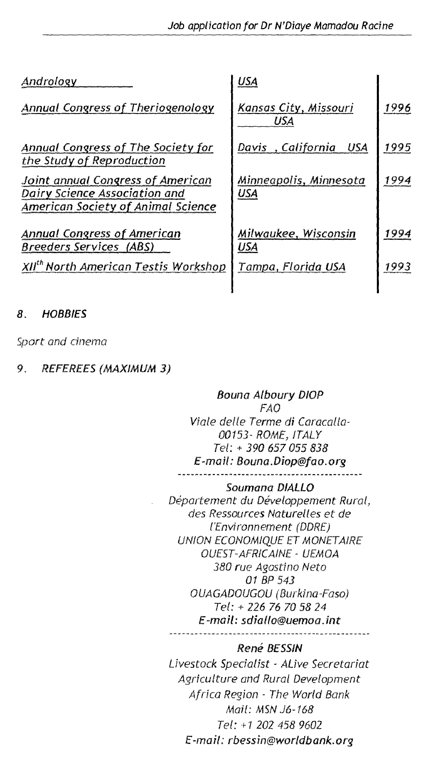| | | |
|---|---|---|
| *Andrology* | *USA* | |
| *Annual Congress of Theriogenology* | *Kansas City, Missouri USA* | *1996* |
| *Annual Congress of The Society for the Study of Reproduction* | *Davis , California USA* | *1995* |
| *Joint annual Congress of American Dairy Science Association and American Society of Animal Science* | *Minneapolis, Minnesota USA* | *1994* |
| *Annual Congress of American Breeders Services (ABS)* | *Milwaukee, Wisconsin USA* | *1994* |
| *XII$^{th}$ North American Testis Workshop* | *Tampa, Florida USA* | *1993* |

## 8. HOBBIES

*Sport and cinema*

## 9. REFEREES (MAXIMUM 3)

*Bouna Alboury DIOP*
*FAO*
*Viale delle Terme di Caracalla-*
*00153- ROME, ITALY*
*Tel: + 390 657 055 838*
*E-mail: Bouna.Diop@fao.org*

---

*Soumana DIALLO*
*Département du Développement Rural, des Ressources Naturelles et de l'Environnement (DDRE)*
*UNION ECONOMIQUE ET MONETAIRE OUEST-AFRICAINE - UEMOA*
*380 rue Agostino Neto*
*01 BP 543*
*OUAGADOUGOU (Burkina-Faso)*
*Tel: + 226 76 70 58 24*
*E-mail: sdiallo@uemoa.int*

---

*René BESSIN*
*Livestock Specialist - ALive Secretariat*
*Agriculture and Rural Development*
*Africa Region - The World Bank*
*Mail: MSN J6-168*
*Tel: +1 202 458 9602*
*E-mail: rbessin@worldbank.org*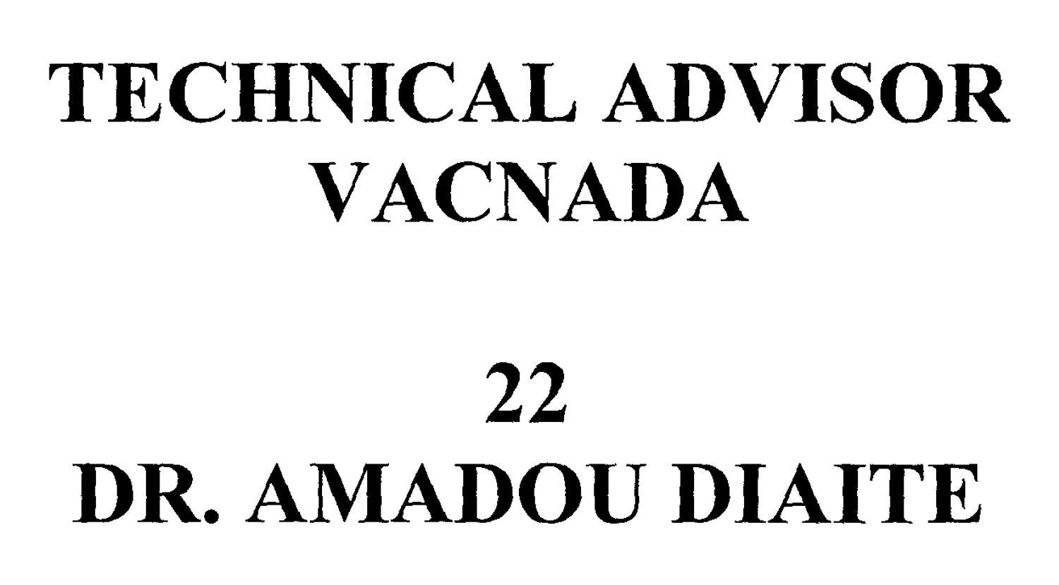# TECHNICAL ADVISOR VACNADA

# 22
# DR. AMADOU DIAITE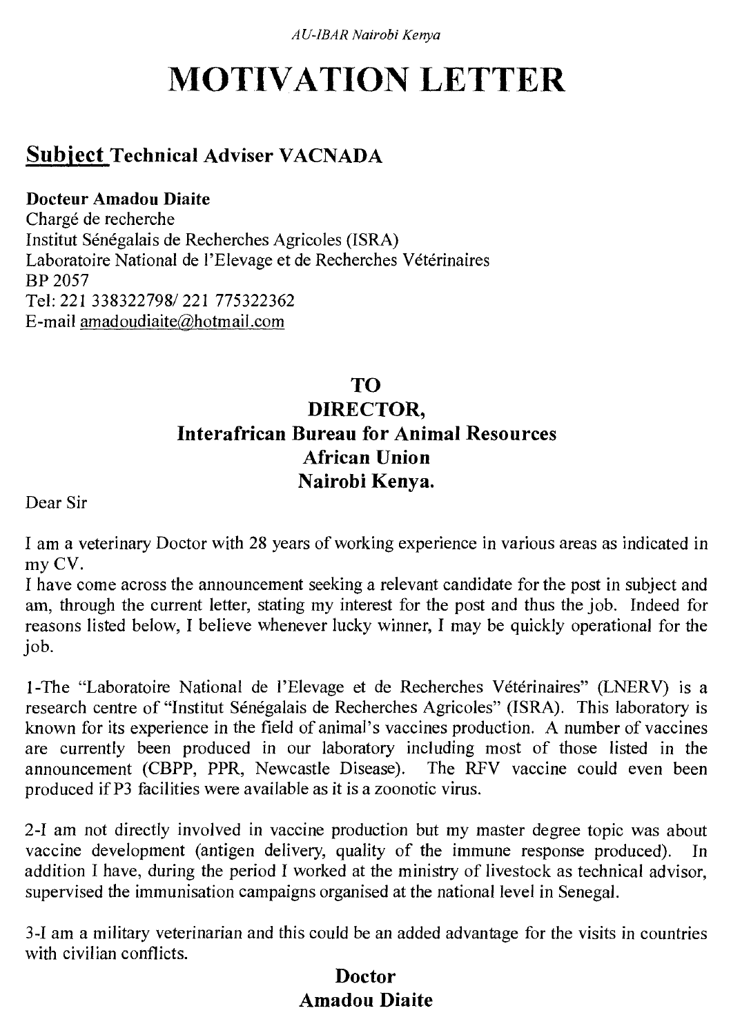*AU-IBAR Nairobi Kenya*

# MOTIVATION LETTER

## Subject Technical Adviser VACNADA

**Docteur Amadou Diaite**
Chargé de recherche
Institut Sénégalais de Recherches Agricoles (ISRA)
Laboratoire National de l'Elevage et de Recherches Vétérinaires
BP 2057
Tel: 221 338322798/ 221 775322362
E-mail amadoudiaite@hotmail.com

**TO**
**DIRECTOR,**
**Interafrican Bureau for Animal Resources**
**African Union**
**Nairobi Kenya.**

Dear Sir

I am a veterinary Doctor with 28 years of working experience in various areas as indicated in my CV.
I have come across the announcement seeking a relevant candidate for the post in subject and am, through the current letter, stating my interest for the post and thus the job. Indeed for reasons listed below, I believe whenever lucky winner, I may be quickly operational for the job.

1-The "Laboratoire National de l'Elevage et de Recherches Vétérinaires" (LNERV) is a research centre of "Institut Sénégalais de Recherches Agricoles" (ISRA). This laboratory is known for its experience in the field of animal's vaccines production. A number of vaccines are currently been produced in our laboratory including most of those listed in the announcement (CBPP, PPR, Newcastle Disease). The RFV vaccine could even been produced if P3 facilities were available as it is a zoonotic virus.

2-I am not directly involved in vaccine production but my master degree topic was about vaccine development (antigen delivery, quality of the immune response produced). In addition I have, during the period I worked at the ministry of livestock as technical advisor, supervised the immunisation campaigns organised at the national level in Senegal.

3-I am a military veterinarian and this could be an added advantage for the visits in countries with civilian conflicts.

**Doctor**
**Amadou Diaite**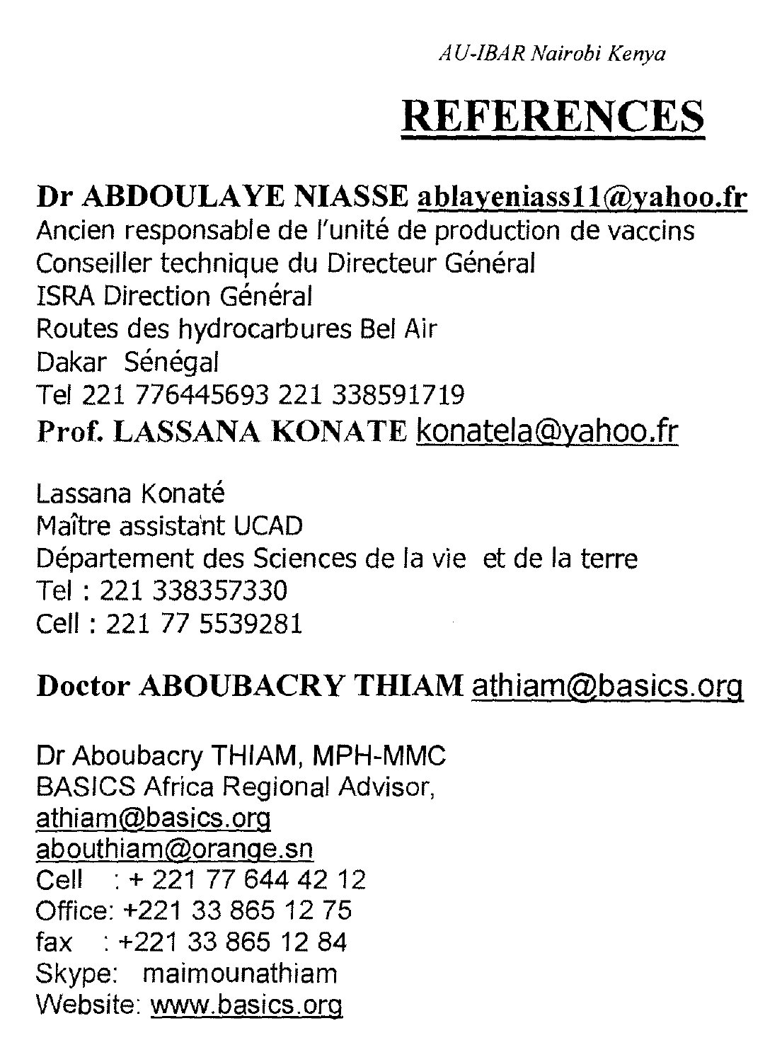# REFERENCES

**Dr ABDOULAYE NIASSE ablayeniass11@yahoo.fr**
Ancien responsable de l'unité de production de vaccins
Conseiller technique du Directeur Général
ISRA Direction Général
Routes des hydrocarbures Bel Air
Dakar Sénégal
Tel 221 776445693 221 338591719

**Prof. LASSANA KONATE** konatela@yahoo.fr

Lassana Konaté
Maître assistant UCAD
Département des Sciences de la vie et de la terre
Tel : 221 338357330
Cell : 221 77 5539281

**Doctor ABOUBACRY THIAM** athiam@basics.org

Dr Aboubacry THIAM, MPH-MMC
BASICS Africa Regional Advisor,
athiam@basics.org
abouthiam@orange.sn
Cell : + 221 77 644 42 12
Office: +221 33 865 12 75
fax : +221 33 865 12 84
Skype: maimounathiam
Website: www.basics.org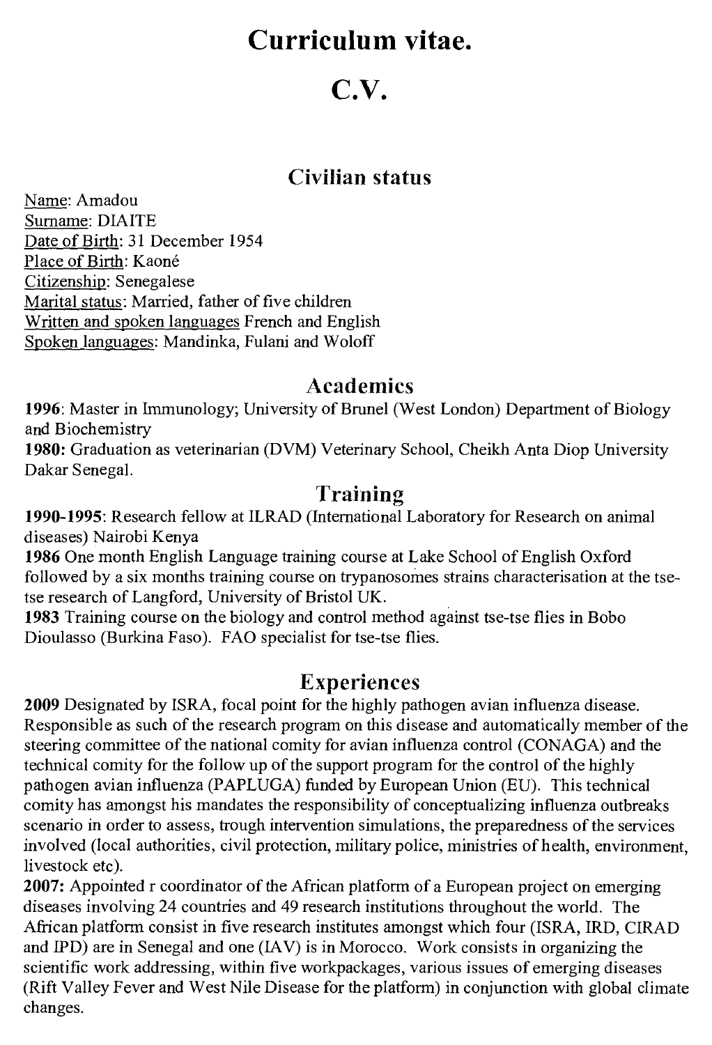# Curriculum vitae.

# C.V.

## Civilian status

Name: Amadou
Surname: DIAITE
Date of Birth: 31 December 1954
Place of Birth: Kaoné
Citizenship: Senegalese
Marital status: Married, father of five children
Written and spoken languages French and English
Spoken languages: Mandinka, Fulani and Woloff

## Academics

**1996**: Master in Immunology; University of Brunel (West London) Department of Biology and Biochemistry

**1980:** Graduation as veterinarian (DVM) Veterinary School, Cheikh Anta Diop University Dakar Senegal.

## Training

**1990-1995**: Research fellow at ILRAD (International Laboratory for Research on animal diseases) Nairobi Kenya

**1986** One month English Language training course at Lake School of English Oxford followed by a six months training course on trypanosomes strains characterisation at the tse-tse research of Langford, University of Bristol UK.

**1983** Training course on the biology and control method against tse-tse flies in Bobo Dioulasso (Burkina Faso). FAO specialist for tse-tse flies.

## Experiences

**2009** Designated by ISRA, focal point for the highly pathogen avian influenza disease. Responsible as such of the research program on this disease and automatically member of the steering committee of the national comity for avian influenza control (CONAGA) and the technical comity for the follow up of the support program for the control of the highly pathogen avian influenza (PAPLUGA) funded by European Union (EU). This technical comity has amongst his mandates the responsibility of conceptualizing influenza outbreaks scenario in order to assess, trough intervention simulations, the preparedness of the services involved (local authorities, civil protection, military police, ministries of health, environment, livestock etc).

**2007:** Appointed r coordinator of the African platform of a European project on emerging diseases involving 24 countries and 49 research institutions throughout the world. The African platform consist in five research institutes amongst which four (ISRA, IRD, CIRAD and IPD) are in Senegal and one (IAV) is in Morocco. Work consists in organizing the scientific work addressing, within five workpackages, various issues of emerging diseases (Rift Valley Fever and West Nile Disease for the platform) in conjunction with global climate changes.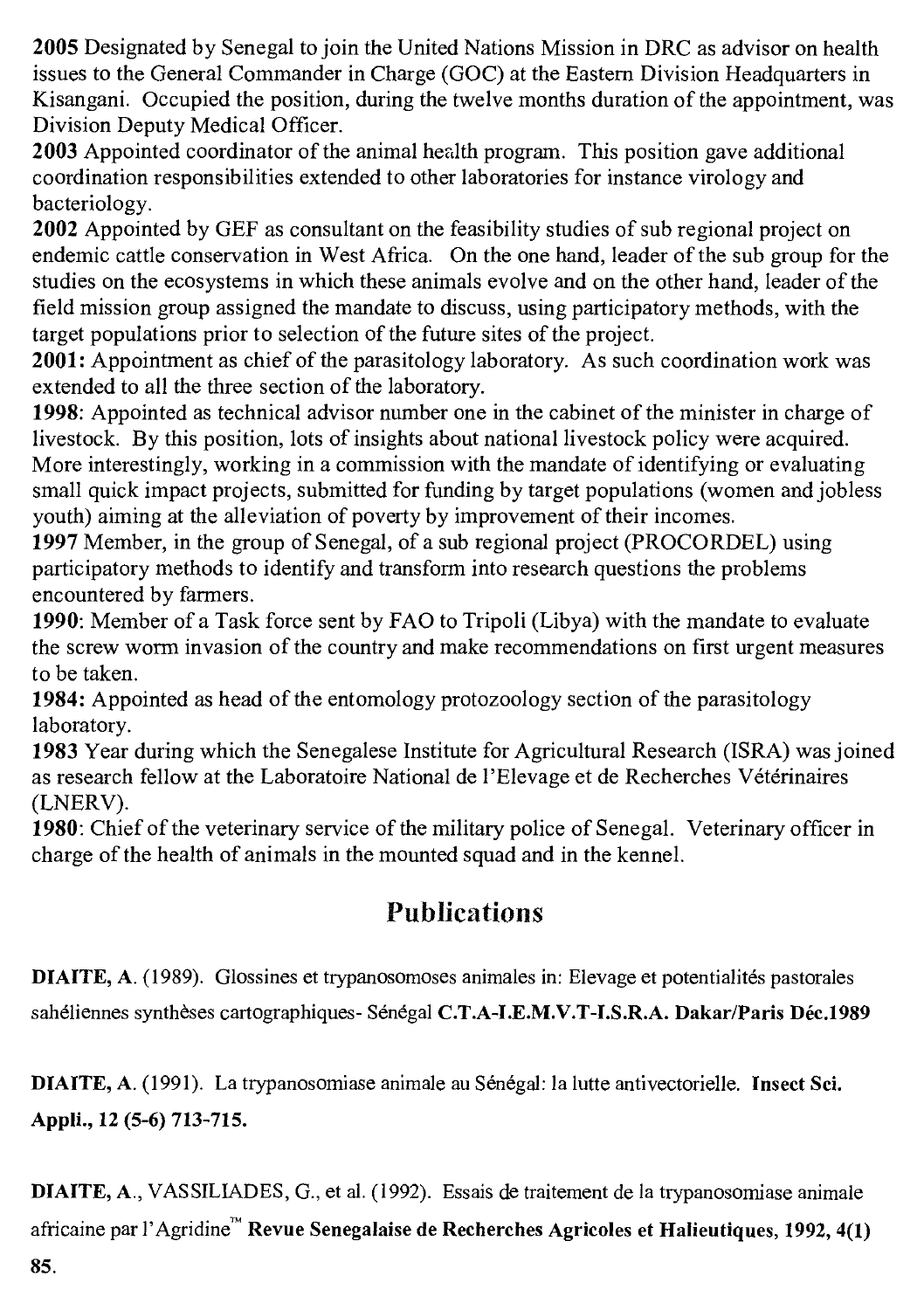**2005** Designated by Senegal to join the United Nations Mission in DRC as advisor on health issues to the General Commander in Charge (GOC) at the Eastern Division Headquarters in Kisangani. Occupied the position, during the twelve months duration of the appointment, was Division Deputy Medical Officer.

**2003** Appointed coordinator of the animal health program. This position gave additional coordination responsibilities extended to other laboratories for instance virology and bacteriology.

**2002** Appointed by GEF as consultant on the feasibility studies of sub regional project on endemic cattle conservation in West Africa. On the one hand, leader of the sub group for the studies on the ecosystems in which these animals evolve and on the other hand, leader of the field mission group assigned the mandate to discuss, using participatory methods, with the target populations prior to selection of the future sites of the project.

**2001:** Appointment as chief of the parasitology laboratory. As such coordination work was extended to all the three section of the laboratory.

**1998:** Appointed as technical advisor number one in the cabinet of the minister in charge of livestock. By this position, lots of insights about national livestock policy were acquired. More interestingly, working in a commission with the mandate of identifying or evaluating small quick impact projects, submitted for funding by target populations (women and jobless youth) aiming at the alleviation of poverty by improvement of their incomes.

**1997** Member, in the group of Senegal, of a sub regional project (PROCORDEL) using participatory methods to identify and transform into research questions the problems encountered by farmers.

**1990:** Member of a Task force sent by FAO to Tripoli (Libya) with the mandate to evaluate the screw worm invasion of the country and make recommendations on first urgent measures to be taken.

**1984:** Appointed as head of the entomology protozoology section of the parasitology laboratory.

**1983** Year during which the Senegalese Institute for Agricultural Research (ISRA) was joined as research fellow at the Laboratoire National de l'Elevage et de Recherches Vétérinaires (LNERV).

**1980:** Chief of the veterinary service of the military police of Senegal. Veterinary officer in charge of the health of animals in the mounted squad and in the kennel.

## Publications

**DIAITE, A.** (1989). Glossines et trypanosomoses animales in: Elevage et potentialités pastorales sahéliennes synthèses cartographiques- Sénégal **C.T.A-I.E.M.V.T-I.S.R.A. Dakar/Paris Déc.1989**

**DIAITE, A.** (1991). La trypanosomiase animale au Sénégal: la lutte antivectorielle. **Insect Sci. Appli., 12 (5-6) 713-715.**

**DIAITE, A.**, VASSILIADES, G., et al. (1992). Essais de traitement de la trypanosomiase animale africaine par l'Agridine™ **Revue Senegalaise de Recherches Agricoles et Halieutiques, 1992, 4(1) 85.**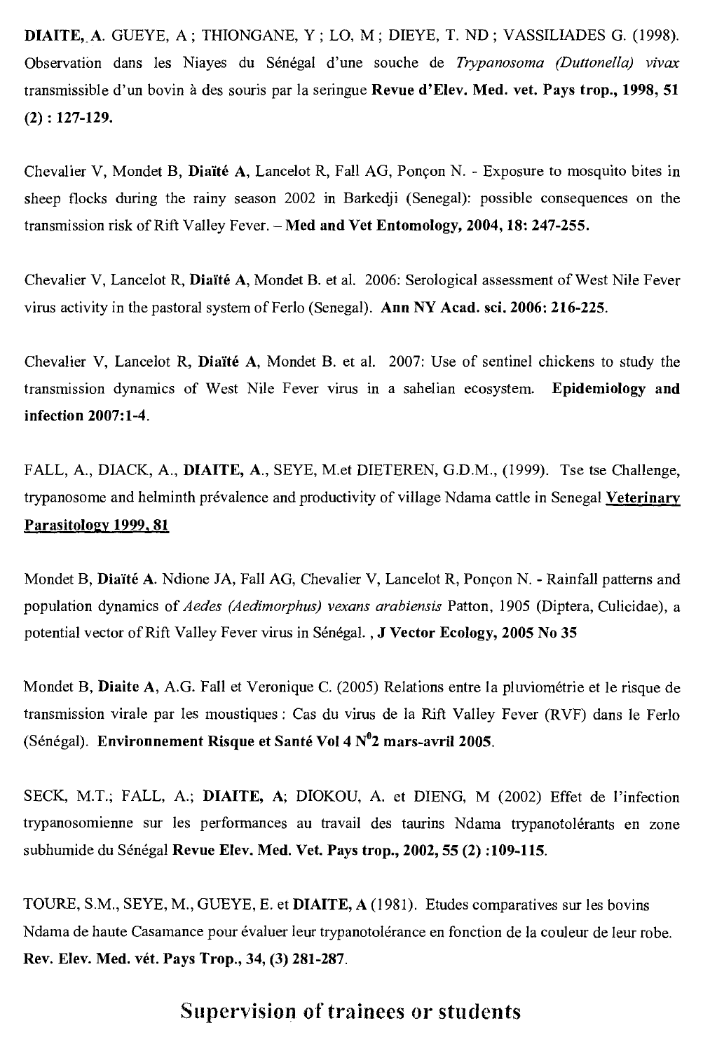**DIAITE, A**. GUEYE, A ; THIONGANE, Y ; LO, M ; DIEYE, T. ND ; VASSILIADES G. (1998). Observation dans les Niayes du Sénégal d'une souche de *Trypanosoma (Duttonella) vivax* transmissible d'un bovin à des souris par la seringue **Revue d'Elev. Med. vet. Pays trop., 1998, 51 (2) : 127-129.**

Chevalier V, Mondet B, **Diaïté A**, Lancelot R, Fall AG, Ponçon N. - Exposure to mosquito bites in sheep flocks during the rainy season 2002 in Barkedji (Senegal): possible consequences on the transmission risk of Rift Valley Fever. – **Med and Vet Entomology, 2004, 18: 247-255.**

Chevalier V, Lancelot R, **Diaïté A**, Mondet B. et al. 2006: Serological assessment of West Nile Fever virus activity in the pastoral system of Ferlo (Senegal). **Ann NY Acad. sci. 2006: 216-225.**

Chevalier V, Lancelot R, **Diaïté A**, Mondet B. et al. 2007: Use of sentinel chickens to study the transmission dynamics of West Nile Fever virus in a sahelian ecosystem. **Epidemiology and infection 2007:1-4.**

FALL, A., DIACK, A., **DIAITE, A**., SEYE, M.et DIETEREN, G.D.M., (1999). Tse tse Challenge, trypanosome and helminth prévalence and productivity of village Ndama cattle in Senegal **Veterinary Parasitology 1999, 81**

Mondet B, **Diaïté A**. Ndione JA, Fall AG, Chevalier V, Lancelot R, Ponçon N. - Rainfall patterns and population dynamics of *Aedes (Aedimorphus) vexans arabiensis* Patton, 1905 (Diptera, Culicidae), a potential vector of Rift Valley Fever virus in Sénégal. , **J Vector Ecology, 2005 No 35**

Mondet B, **Diaite A**, A.G. Fall et Veronique C. (2005) Relations entre la pluviométrie et le risque de transmission virale par les moustiques : Cas du virus de la Rift Valley Fever (RVF) dans le Ferlo (Sénégal). **Environnement Risque et Santé Vol 4 N°2 mars-avril 2005.**

SECK, M.T.; FALL, A.; **DIAITE, A**; DIOKOU, A. et DIENG, M (2002) Effet de l'infection trypanosomienne sur les performances au travail des taurins Ndama trypanotolérants en zone subhumide du Sénégal **Revue Elev. Med. Vet. Pays trop., 2002, 55 (2) :109-115.**

TOURE, S.M., SEYE, M., GUEYE, E. et **DIAITE, A** (1981). Etudes comparatives sur les bovins Ndama de haute Casamance pour évaluer leur trypanotolérance en fonction de la couleur de leur robe. **Rev. Elev. Med. vét. Pays Trop., 34, (3) 281-287.**

## Supervision of trainees or students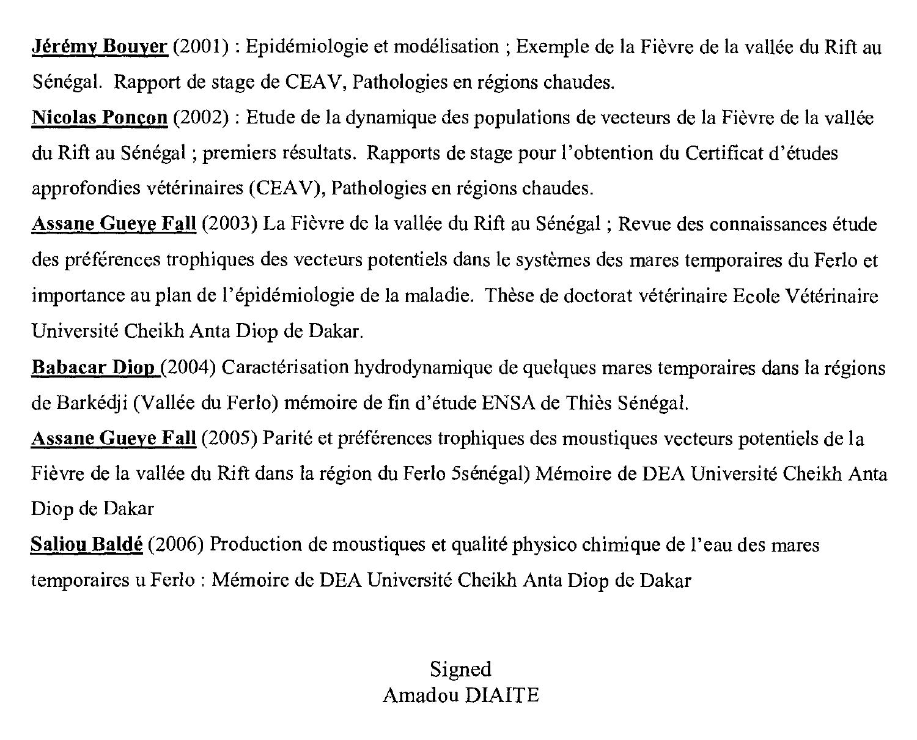**<u>Jérémy Bouyer</u>** (2001) : Epidémiologie et modélisation ; Exemple de la Fièvre de la vallée du Rift au Sénégal. Rapport de stage de CEAV, Pathologies en régions chaudes.

**<u>Nicolas Ponçon</u>** (2002) : Etude de la dynamique des populations de vecteurs de la Fièvre de la vallée du Rift au Sénégal ; premiers résultats. Rapports de stage pour l'obtention du Certificat d'études approfondies vétérinaires (CEAV), Pathologies en régions chaudes.

**<u>Assane Gueye Fall</u>** (2003) La Fièvre de la vallée du Rift au Sénégal ; Revue des connaissances étude des préférences trophiques des vecteurs potentiels dans le systèmes des mares temporaires du Ferlo et importance au plan de l'épidémiologie de la maladie. Thèse de doctorat vétérinaire Ecole Vétérinaire Université Cheikh Anta Diop de Dakar.

**<u>Babacar Diop</u>** (2004) Caractérisation hydrodynamique de quelques mares temporaires dans la régions de Barkédji (Vallée du Ferlo) mémoire de fin d'étude ENSA de Thiès Sénégal.

**<u>Assane Gueye Fall</u>** (2005) Parité et préférences trophiques des moustiques vecteurs potentiels de la Fièvre de la vallée du Rift dans la région du Ferlo 5sénégal) Mémoire de DEA Université Cheikh Anta Diop de Dakar

**<u>Saliou Baldé</u>** (2006) Production de moustiques et qualité physico chimique de l'eau des mares temporaires u Ferlo : Mémoire de DEA Université Cheikh Anta Diop de Dakar

Signed
Amadou DIAITE